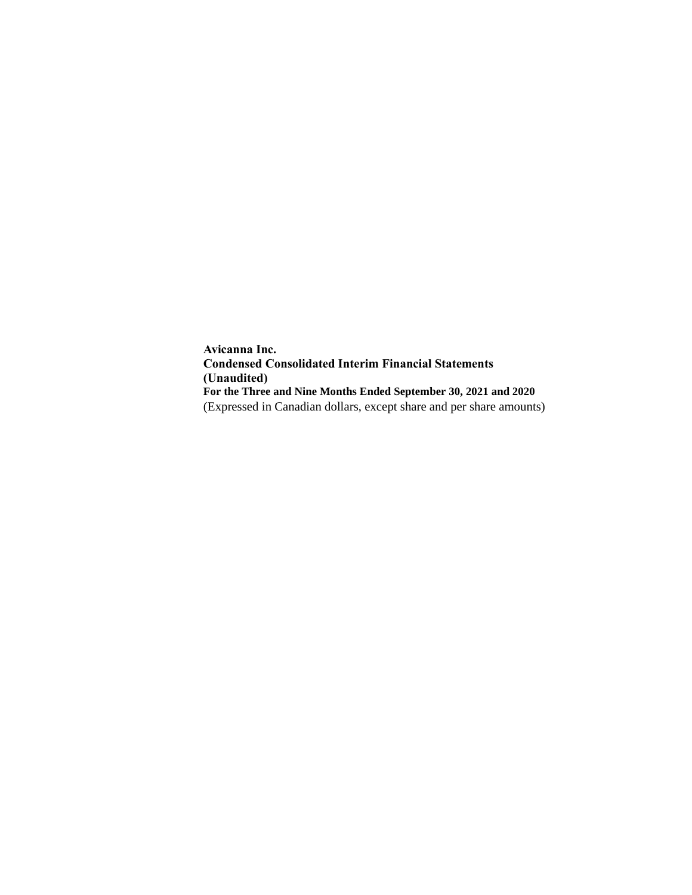**Avicanna Inc.**
**Condensed Consolidated Interim Financial Statements**
**(Unaudited)**
**For the Three and Nine Months Ended September 30, 2021 and 2020**
(Expressed in Canadian dollars, except share and per share amounts)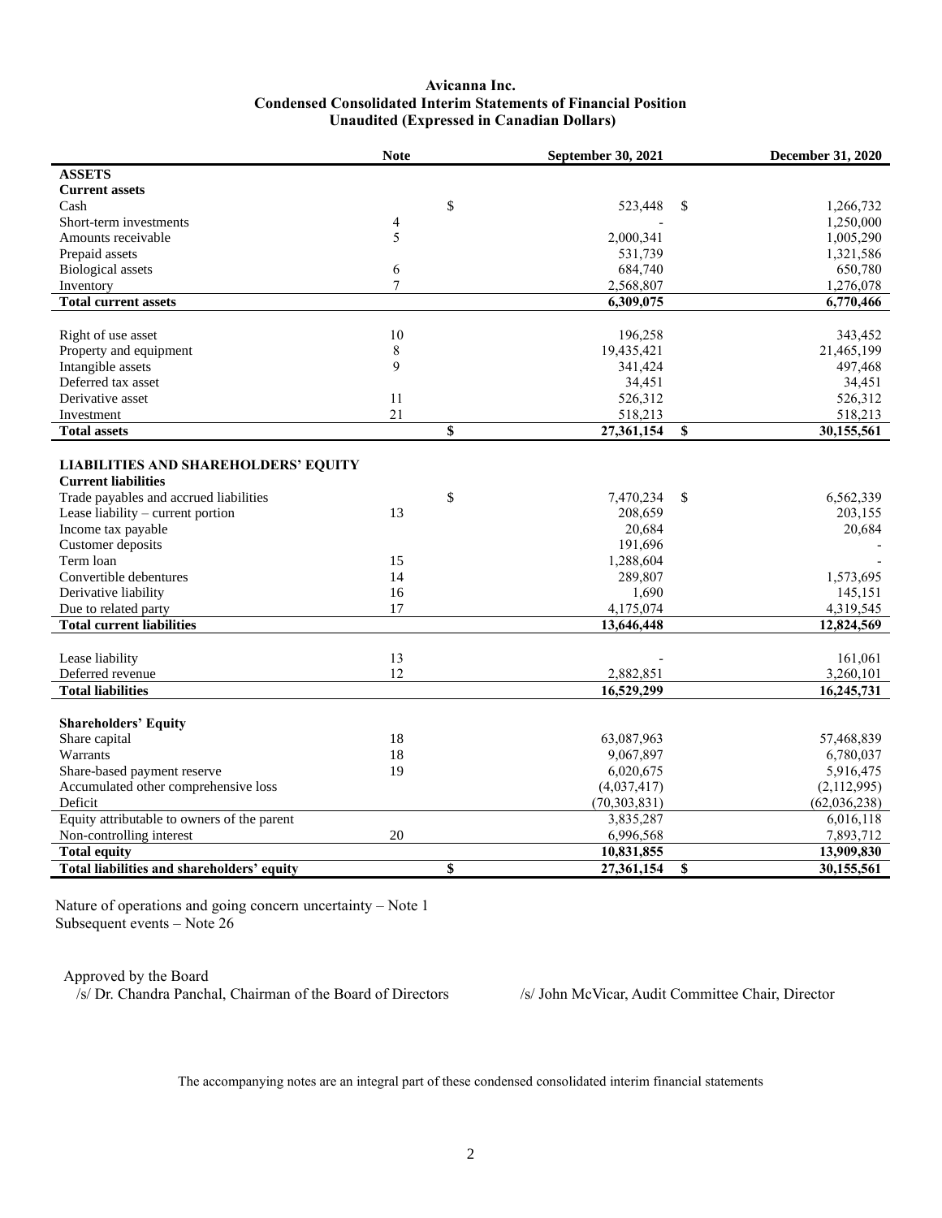# Avicanna Inc.
## Condensed Consolidated Interim Statements of Financial Position
### Unaudited (Expressed in Canadian Dollars)

| | Note | September 30, 2021 | December 31, 2020 |
|---|---|---|---|
| **ASSETS** | | | |
| **Current assets** | | | |
| Cash | | $ 523,448 | $ 1,266,732 |
| Short-term investments | 4 | - | 1,250,000 |
| Amounts receivable | 5 | 2,000,341 | 1,005,290 |
| Prepaid assets | | 531,739 | 1,321,586 |
| Biological assets | 6 | 684,740 | 650,780 |
| Inventory | 7 | 2,568,807 | 1,276,078 |
| **Total current assets** | | **6,309,075** | **6,770,466** |
| | | | |
| Right of use asset | 10 | 196,258 | 343,452 |
| Property and equipment | 8 | 19,435,421 | 21,465,199 |
| Intangible assets | 9 | 341,424 | 497,468 |
| Deferred tax asset | | 34,451 | 34,451 |
| Derivative asset | 11 | 526,312 | 526,312 |
| Investment | 21 | 518,213 | 518,213 |
| **Total assets** | | **$ 27,361,154** | **$ 30,155,561** |
| | | | |
| **LIABILITIES AND SHAREHOLDERS' EQUITY** | | | |
| **Current liabilities** | | | |
| Trade payables and accrued liabilities | | $ 7,470,234 | $ 6,562,339 |
| Lease liability – current portion | 13 | 208,659 | 203,155 |
| Income tax payable | | 20,684 | 20,684 |
| Customer deposits | | 191,696 | - |
| Term loan | 15 | 1,288,604 | - |
| Convertible debentures | 14 | 289,807 | 1,573,695 |
| Derivative liability | 16 | 1,690 | 145,151 |
| Due to related party | 17 | 4,175,074 | 4,319,545 |
| **Total current liabilities** | | **13,646,448** | **12,824,569** |
| | | | |
| Lease liability | 13 | - | 161,061 |
| Deferred revenue | 12 | 2,882,851 | 3,260,101 |
| **Total liabilities** | | **16,529,299** | **16,245,731** |
| | | | |
| **Shareholders' Equity** | | | |
| Share capital | 18 | 63,087,963 | 57,468,839 |
| Warrants | 18 | 9,067,897 | 6,780,037 |
| Share-based payment reserve | 19 | 6,020,675 | 5,916,475 |
| Accumulated other comprehensive loss | | (4,037,417) | (2,112,995) |
| Deficit | | (70,303,831) | (62,036,238) |
| Equity attributable to owners of the parent | | 3,835,287 | 6,016,118 |
| Non-controlling interest | 20 | 6,996,568 | 7,893,712 |
| **Total equity** | | **10,831,855** | **13,909,830** |
| **Total liabilities and shareholders' equity** | | **$ 27,361,154** | **$ 30,155,561** |

Nature of operations and going concern uncertainty – Note 1
Subsequent events – Note 26

Approved by the Board
/s/ Dr. Chandra Panchal, Chairman of the Board of Directors    /s/ John McVicar, Audit Committee Chair, Director

The accompanying notes are an integral part of these condensed consolidated interim financial statements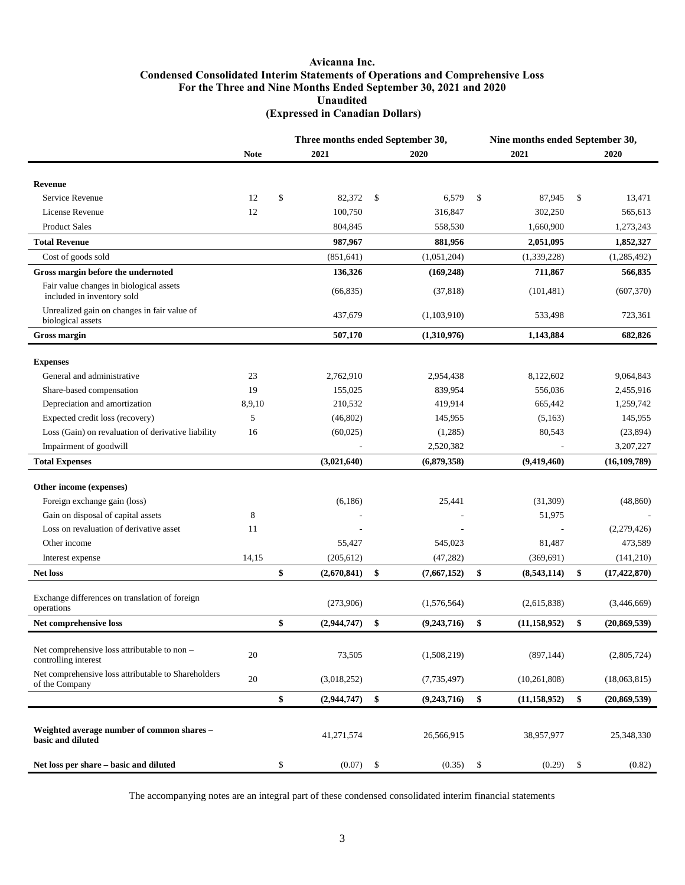# Avicanna Inc.
## Condensed Consolidated Interim Statements of Operations and Comprehensive Loss
### For the Three and Nine Months Ended September 30, 2021 and 2020
### Unaudited
### (Expressed in Canadian Dollars)

| | Note | Three months ended September 30, 2021 | Three months ended September 30, 2020 | Nine months ended September 30, 2021 | Nine months ended September 30, 2020 |
|---|---|---|---|---|---|
| **Revenue** | | | | | |
| Service Revenue | 12 | $ 82,372 | $ 6,579 | $ 87,945 | $ 13,471 |
| License Revenue | 12 | 100,750 | 316,847 | 302,250 | 565,613 |
| Product Sales | | 804,845 | 558,530 | 1,660,900 | 1,273,243 |
| **Total Revenue** | | **987,967** | **881,956** | **2,051,095** | **1,852,327** |
| Cost of goods sold | | (851,641) | (1,051,204) | (1,339,228) | (1,285,492) |
| **Gross margin before the undernoted** | | **136,326** | **(169,248)** | **711,867** | **566,835** |
| Fair value changes in biological assets included in inventory sold | | (66,835) | (37,818) | (101,481) | (607,370) |
| Unrealized gain on changes in fair value of biological assets | | 437,679 | (1,103,910) | 533,498 | 723,361 |
| **Gross margin** | | **507,170** | **(1,310,976)** | **1,143,884** | **682,826** |
| **Expenses** | | | | | |
| General and administrative | 23 | 2,762,910 | 2,954,438 | 8,122,602 | 9,064,843 |
| Share-based compensation | 19 | 155,025 | 839,954 | 556,036 | 2,455,916 |
| Depreciation and amortization | 8,9,10 | 210,532 | 419,914 | 665,442 | 1,259,742 |
| Expected credit loss (recovery) | 5 | (46,802) | 145,955 | (5,163) | 145,955 |
| Loss (Gain) on revaluation of derivative liability | 16 | (60,025) | (1,285) | 80,543 | (23,894) |
| Impairment of goodwill | | - | 2,520,382 | - | 3,207,227 |
| **Total Expenses** | | **(3,021,640)** | **(6,879,358)** | **(9,419,460)** | **(16,109,789)** |
| **Other income (expenses)** | | | | | |
| Foreign exchange gain (loss) | | (6,186) | 25,441 | (31,309) | (48,860) |
| Gain on disposal of capital assets | 8 | - | - | 51,975 | - |
| Loss on revaluation of derivative asset | 11 | - | - | - | (2,279,426) |
| Other income | | 55,427 | 545,023 | 81,487 | 473,589 |
| Interest expense | 14,15 | (205,612) | (47,282) | (369,691) | (141,210) |
| **Net loss** | | **$ (2,670,841)** | **$ (7,667,152)** | **$ (8,543,114)** | **$ (17,422,870)** |
| Exchange differences on translation of foreign operations | | (273,906) | (1,576,564) | (2,615,838) | (3,446,669) |
| **Net comprehensive loss** | | **$ (2,944,747)** | **$ (9,243,716)** | **$ (11,158,952)** | **$ (20,869,539)** |
| Net comprehensive loss attributable to non – controlling interest | 20 | 73,505 | (1,508,219) | (897,144) | (2,805,724) |
| Net comprehensive loss attributable to Shareholders of the Company | 20 | (3,018,252) | (7,735,497) | (10,261,808) | (18,063,815) |
| | | **$ (2,944,747)** | **$ (9,243,716)** | **$ (11,158,952)** | **$ (20,869,539)** |
| **Weighted average number of common shares – basic and diluted** | | 41,271,574 | 26,566,915 | 38,957,977 | 25,348,330 |
| **Net loss per share – basic and diluted** | | $ (0.07) | $ (0.35) | $ (0.29) | $ (0.82) |

The accompanying notes are an integral part of these condensed consolidated interim financial statements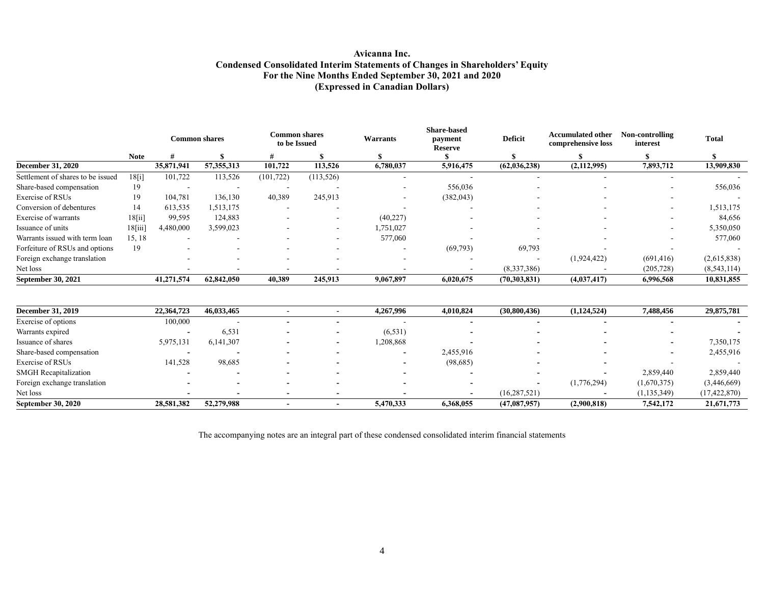# Avicanna Inc.
## Condensed Consolidated Interim Statements of Changes in Shareholders' Equity
### For the Nine Months Ended September 30, 2021 and 2020
### (Expressed in Canadian Dollars)

| | | Common shares | | Common shares to be Issued | | Warrants | Share-based payment Reserve | Deficit | Accumulated other comprehensive loss | Non-controlling interest | Total |
|---|---|---|---|---|---|---|---|---|---|---|---|
| | **Note** | **#** | **$** | **#** | **$** | **$** | **$** | **$** | **$** | **$** | **$** |
| **December 31, 2020** | | **35,871,941** | **57,355,313** | **101,722** | **113,526** | **6,780,037** | **5,916,475** | **(62,036,238)** | **(2,112,995)** | **7,893,712** | **13,909,830** |
| Settlement of shares to be issued | 18[i] | 101,722 | 113,526 | (101,722) | (113,526) | - | - | - | - | - | - |
| Share-based compensation | 19 | - | - | - | - | - | 556,036 | - | - | - | 556,036 |
| Exercise of RSUs | 19 | 104,781 | 136,130 | 40,389 | 245,913 | - | (382,043) | - | - | - | - |
| Conversion of debentures | 14 | 613,535 | 1,513,175 | - | - | - | - | - | - | - | 1,513,175 |
| Exercise of warrants | 18[ii] | 99,595 | 124,883 | - | - | (40,227) | - | - | - | - | 84,656 |
| Issuance of units | 18[iii] | 4,480,000 | 3,599,023 | - | - | 1,751,027 | - | - | - | - | 5,350,050 |
| Warrants issued with term loan | 15, 18 | - | - | - | - | 577,060 | - | - | - | - | 577,060 |
| Forfeiture of RSUs and options | 19 | - | - | - | - | - | (69,793) | 69,793 | - | - | - |
| Foreign exchange translation | | - | - | - | - | - | - | - | (1,924,422) | (691,416) | (2,615,838) |
| Net loss | | - | - | - | - | - | - | (8,337,386) | - | (205,728) | (8,543,114) |
| **September 30, 2021** | | **41,271,574** | **62,842,050** | **40,389** | **245,913** | **9,067,897** | **6,020,675** | **(70,303,831)** | **(4,037,417)** | **6,996,568** | **10,831,855** |
| | | | | | | | | | | | |
| **December 31, 2019** | | **22,364,723** | **46,033,465** | **-** | **-** | **4,267,996** | **4,010,824** | **(30,800,436)** | **(1,124,524)** | **7,488,456** | **29,875,781** |
| Exercise of options | | 100,000 | - | - | - | - | - | - | - | - | - |
| Warrants expired | | - | 6,531 | - | - | (6,531) | - | - | - | - | - |
| Issuance of shares | | 5,975,131 | 6,141,307 | - | - | 1,208,868 | - | - | - | - | 7,350,175 |
| Share-based compensation | | - | - | - | - | - | 2,455,916 | - | - | - | 2,455,916 |
| Exercise of RSUs | | 141,528 | 98,685 | - | - | - | (98,685) | - | - | - | - |
| SMGH Recapitalization | | - | - | - | - | - | - | - | - | 2,859,440 | 2,859,440 |
| Foreign exchange translation | | - | - | - | - | - | - | - | (1,776,294) | (1,670,375) | (3,446,669) |
| Net loss | | - | - | - | - | - | - | (16,287,521) | - | (1,135,349) | (17,422,870) |
| **September 30, 2020** | | **28,581,382** | **52,279,988** | **-** | **-** | **5,470,333** | **6,368,055** | **(47,087,957)** | **(2,900,818)** | **7,542,172** | **21,671,773** |

The accompanying notes are an integral part of these condensed consolidated interim financial statements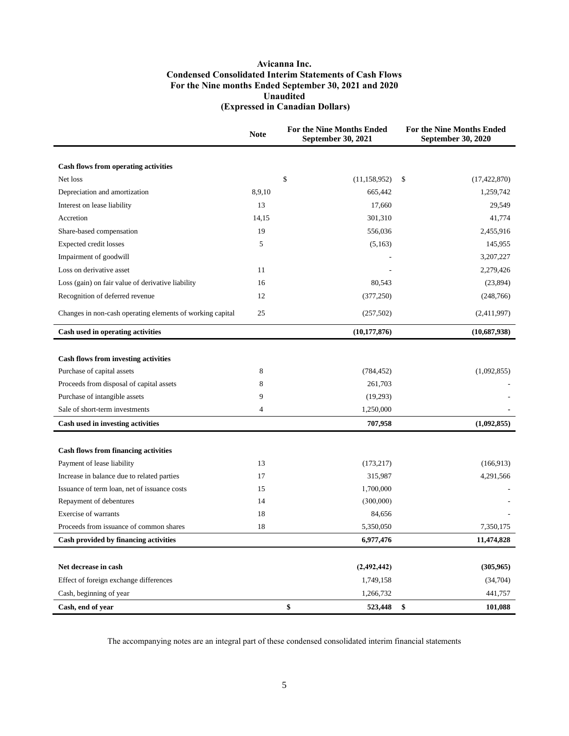# Avicanna Inc.
## Condensed Consolidated Interim Statements of Cash Flows
### For the Nine months Ended September 30, 2021 and 2020
### Unaudited
### (Expressed in Canadian Dollars)

| | Note | For the Nine Months Ended September 30, 2021 | For the Nine Months Ended September 30, 2020 |
|---|---|---|---|
| **Cash flows from operating activities** | | | |
| Net loss | | $ (11,158,952) | $ (17,422,870) |
| Depreciation and amortization | 8,9,10 | 665,442 | 1,259,742 |
| Interest on lease liability | 13 | 17,660 | 29,549 |
| Accretion | 14,15 | 301,310 | 41,774 |
| Share-based compensation | 19 | 556,036 | 2,455,916 |
| Expected credit losses | 5 | (5,163) | 145,955 |
| Impairment of goodwill | | - | 3,207,227 |
| Loss on derivative asset | 11 | - | 2,279,426 |
| Loss (gain) on fair value of derivative liability | 16 | 80,543 | (23,894) |
| Recognition of deferred revenue | 12 | (377,250) | (248,766) |
| Changes in non-cash operating elements of working capital | 25 | (257,502) | (2,411,997) |
| **Cash used in operating activities** | | **(10,177,876)** | **(10,687,938)** |
| **Cash flows from investing activities** | | | |
| Purchase of capital assets | 8 | (784,452) | (1,092,855) |
| Proceeds from disposal of capital assets | 8 | 261,703 | - |
| Purchase of intangible assets | 9 | (19,293) | - |
| Sale of short-term investments | 4 | 1,250,000 | - |
| **Cash used in investing activities** | | **707,958** | **(1,092,855)** |
| **Cash flows from financing activities** | | | |
| Payment of lease liability | 13 | (173,217) | (166,913) |
| Increase in balance due to related parties | 17 | 315,987 | 4,291,566 |
| Issuance of term loan, net of issuance costs | 15 | 1,700,000 | - |
| Repayment of debentures | 14 | (300,000) | - |
| Exercise of warrants | 18 | 84,656 | - |
| Proceeds from issuance of common shares | 18 | 5,350,050 | 7,350,175 |
| **Cash provided by financing activities** | | **6,977,476** | **11,474,828** |
| **Net decrease in cash** | | **(2,492,442)** | **(305,965)** |
| Effect of foreign exchange differences | | 1,749,158 | (34,704) |
| Cash, beginning of year | | 1,266,732 | 441,757 |
| **Cash, end of year** | | **$ 523,448** | **$ 101,088** |

The accompanying notes are an integral part of these condensed consolidated interim financial statements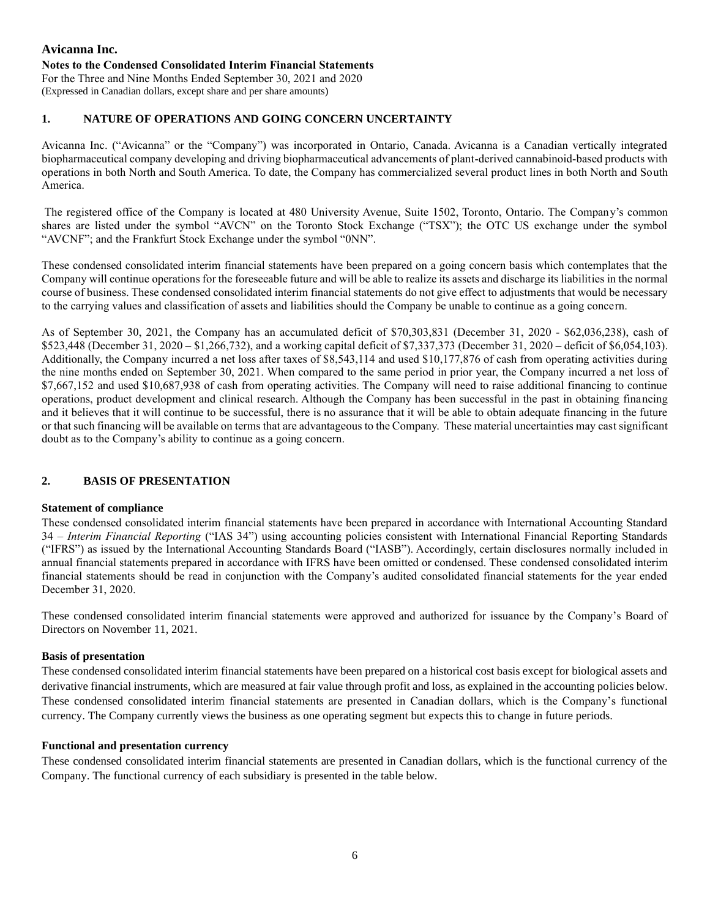**Avicanna Inc.**

**Notes to the Condensed Consolidated Interim Financial Statements**

For the Three and Nine Months Ended September 30, 2021 and 2020

(Expressed in Canadian dollars, except share and per share amounts)

## 1. NATURE OF OPERATIONS AND GOING CONCERN UNCERTAINTY

Avicanna Inc. ("Avicanna" or the "Company") was incorporated in Ontario, Canada. Avicanna is a Canadian vertically integrated biopharmaceutical company developing and driving biopharmaceutical advancements of plant-derived cannabinoid-based products with operations in both North and South America. To date, the Company has commercialized several product lines in both North and South America.

The registered office of the Company is located at 480 University Avenue, Suite 1502, Toronto, Ontario. The Company's common shares are listed under the symbol "AVCN" on the Toronto Stock Exchange ("TSX"); the OTC US exchange under the symbol "AVCNF"; and the Frankfurt Stock Exchange under the symbol "0NN".

These condensed consolidated interim financial statements have been prepared on a going concern basis which contemplates that the Company will continue operations for the foreseeable future and will be able to realize its assets and discharge its liabilities in the normal course of business. These condensed consolidated interim financial statements do not give effect to adjustments that would be necessary to the carrying values and classification of assets and liabilities should the Company be unable to continue as a going concern.

As of September 30, 2021, the Company has an accumulated deficit of $70,303,831 (December 31, 2020 - $62,036,238), cash of $523,448 (December 31, 2020 – $1,266,732), and a working capital deficit of $7,337,373 (December 31, 2020 – deficit of $6,054,103). Additionally, the Company incurred a net loss after taxes of $8,543,114 and used $10,177,876 of cash from operating activities during the nine months ended on September 30, 2021. When compared to the same period in prior year, the Company incurred a net loss of $7,667,152 and used $10,687,938 of cash from operating activities. The Company will need to raise additional financing to continue operations, product development and clinical research. Although the Company has been successful in the past in obtaining financing and it believes that it will continue to be successful, there is no assurance that it will be able to obtain adequate financing in the future or that such financing will be available on terms that are advantageous to the Company. These material uncertainties may cast significant doubt as to the Company's ability to continue as a going concern.

## 2. BASIS OF PRESENTATION

**Statement of compliance**

These condensed consolidated interim financial statements have been prepared in accordance with International Accounting Standard 34 – *Interim Financial Reporting* ("IAS 34") using accounting policies consistent with International Financial Reporting Standards ("IFRS") as issued by the International Accounting Standards Board ("IASB"). Accordingly, certain disclosures normally included in annual financial statements prepared in accordance with IFRS have been omitted or condensed. These condensed consolidated interim financial statements should be read in conjunction with the Company's audited consolidated financial statements for the year ended December 31, 2020.

These condensed consolidated interim financial statements were approved and authorized for issuance by the Company's Board of Directors on November 11, 2021.

**Basis of presentation**

These condensed consolidated interim financial statements have been prepared on a historical cost basis except for biological assets and derivative financial instruments, which are measured at fair value through profit and loss, as explained in the accounting policies below. These condensed consolidated interim financial statements are presented in Canadian dollars, which is the Company's functional currency. The Company currently views the business as one operating segment but expects this to change in future periods.

**Functional and presentation currency**

These condensed consolidated interim financial statements are presented in Canadian dollars, which is the functional currency of the Company. The functional currency of each subsidiary is presented in the table below.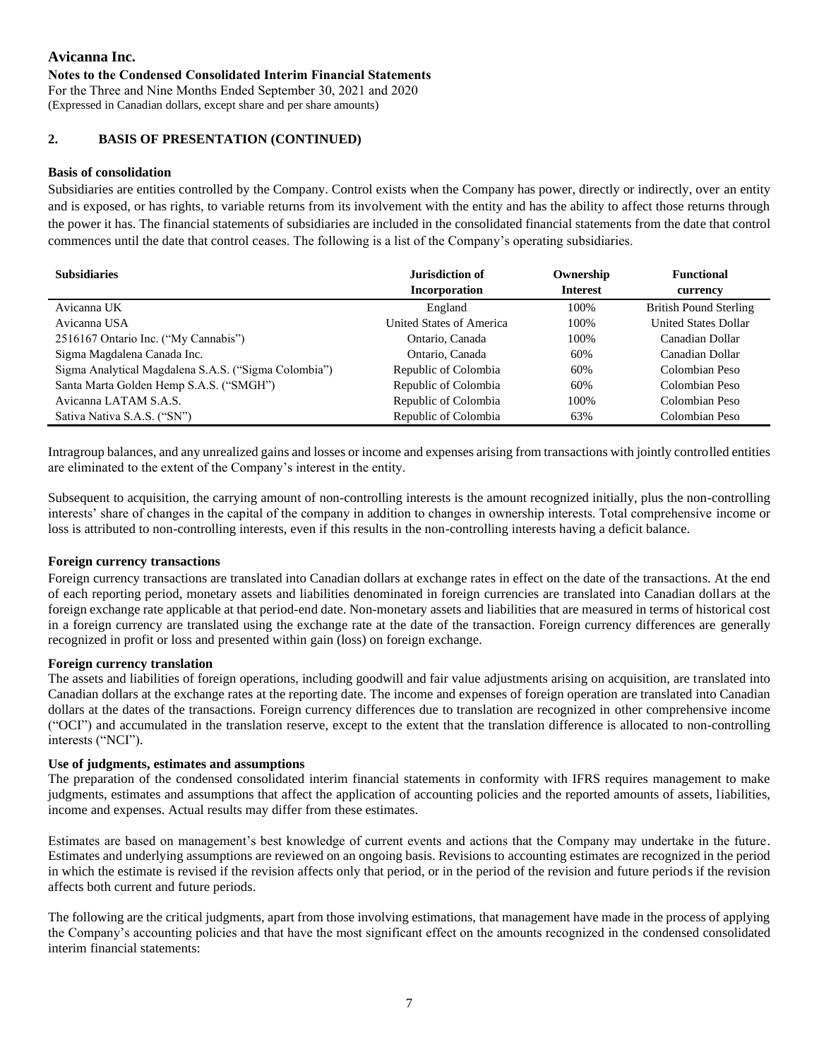## 2. BASIS OF PRESENTATION (CONTINUED)

### Basis of consolidation

Subsidiaries are entities controlled by the Company. Control exists when the Company has power, directly or indirectly, over an entity and is exposed, or has rights, to variable returns from its involvement with the entity and has the ability to affect those returns through the power it has. The financial statements of subsidiaries are included in the consolidated financial statements from the date that control commences until the date that control ceases. The following is a list of the Company's operating subsidiaries.

| Subsidiaries | Jurisdiction of Incorporation | Ownership Interest | Functional currency |
|---|---|---|---|
| Avicanna UK | England | 100% | British Pound Sterling |
| Avicanna USA | United States of America | 100% | United States Dollar |
| 2516167 Ontario Inc. ("My Cannabis") | Ontario, Canada | 100% | Canadian Dollar |
| Sigma Magdalena Canada Inc. | Ontario, Canada | 60% | Canadian Dollar |
| Sigma Analytical Magdalena S.A.S. ("Sigma Colombia") | Republic of Colombia | 60% | Colombian Peso |
| Santa Marta Golden Hemp S.A.S. ("SMGH") | Republic of Colombia | 60% | Colombian Peso |
| Avicanna LATAM S.A.S. | Republic of Colombia | 100% | Colombian Peso |
| Sativa Nativa S.A.S. ("SN") | Republic of Colombia | 63% | Colombian Peso |

Intragroup balances, and any unrealized gains and losses or income and expenses arising from transactions with jointly controlled entities are eliminated to the extent of the Company's interest in the entity.

Subsequent to acquisition, the carrying amount of non-controlling interests is the amount recognized initially, plus the non-controlling interests' share of changes in the capital of the company in addition to changes in ownership interests. Total comprehensive income or loss is attributed to non-controlling interests, even if this results in the non-controlling interests having a deficit balance.

### Foreign currency transactions

Foreign currency transactions are translated into Canadian dollars at exchange rates in effect on the date of the transactions. At the end of each reporting period, monetary assets and liabilities denominated in foreign currencies are translated into Canadian dollars at the foreign exchange rate applicable at that period-end date. Non-monetary assets and liabilities that are measured in terms of historical cost in a foreign currency are translated using the exchange rate at the date of the transaction. Foreign currency differences are generally recognized in profit or loss and presented within gain (loss) on foreign exchange.

### Foreign currency translation

The assets and liabilities of foreign operations, including goodwill and fair value adjustments arising on acquisition, are translated into Canadian dollars at the exchange rates at the reporting date. The income and expenses of foreign operation are translated into Canadian dollars at the dates of the transactions. Foreign currency differences due to translation are recognized in other comprehensive income ("OCI") and accumulated in the translation reserve, except to the extent that the translation difference is allocated to non-controlling interests ("NCI").

### Use of judgments, estimates and assumptions

The preparation of the condensed consolidated interim financial statements in conformity with IFRS requires management to make judgments, estimates and assumptions that affect the application of accounting policies and the reported amounts of assets, liabilities, income and expenses. Actual results may differ from these estimates.

Estimates are based on management's best knowledge of current events and actions that the Company may undertake in the future. Estimates and underlying assumptions are reviewed on an ongoing basis. Revisions to accounting estimates are recognized in the period in which the estimate is revised if the revision affects only that period, or in the period of the revision and future periods if the revision affects both current and future periods.

The following are the critical judgments, apart from those involving estimations, that management have made in the process of applying the Company's accounting policies and that have the most significant effect on the amounts recognized in the condensed consolidated interim financial statements: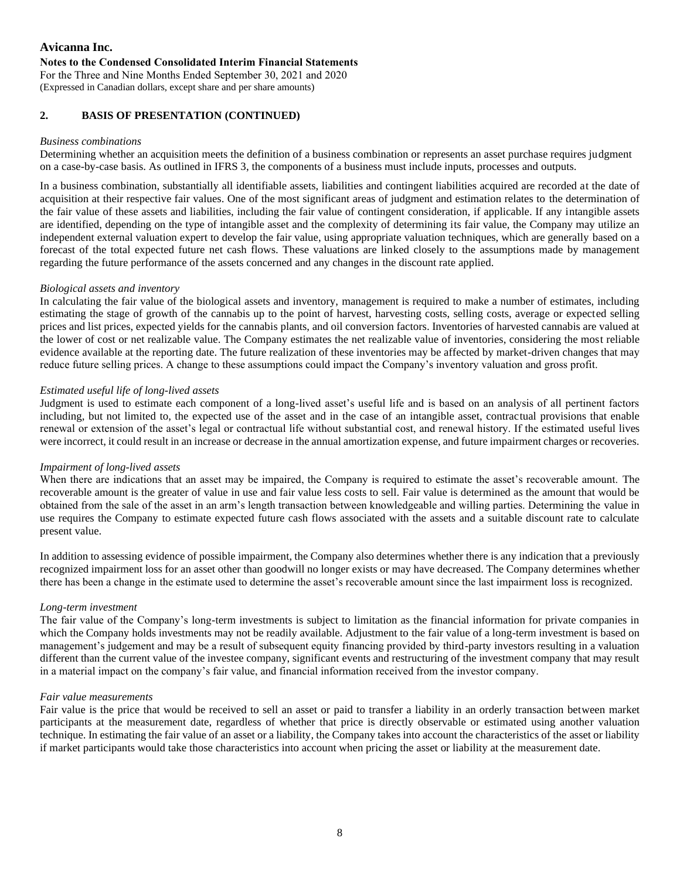## 2. BASIS OF PRESENTATION (CONTINUED)

*Business combinations*

Determining whether an acquisition meets the definition of a business combination or represents an asset purchase requires judgment on a case-by-case basis. As outlined in IFRS 3, the components of a business must include inputs, processes and outputs.

In a business combination, substantially all identifiable assets, liabilities and contingent liabilities acquired are recorded at the date of acquisition at their respective fair values. One of the most significant areas of judgment and estimation relates to the determination of the fair value of these assets and liabilities, including the fair value of contingent consideration, if applicable. If any intangible assets are identified, depending on the type of intangible asset and the complexity of determining its fair value, the Company may utilize an independent external valuation expert to develop the fair value, using appropriate valuation techniques, which are generally based on a forecast of the total expected future net cash flows. These valuations are linked closely to the assumptions made by management regarding the future performance of the assets concerned and any changes in the discount rate applied.

*Biological assets and inventory*

In calculating the fair value of the biological assets and inventory, management is required to make a number of estimates, including estimating the stage of growth of the cannabis up to the point of harvest, harvesting costs, selling costs, average or expected selling prices and list prices, expected yields for the cannabis plants, and oil conversion factors. Inventories of harvested cannabis are valued at the lower of cost or net realizable value. The Company estimates the net realizable value of inventories, considering the most reliable evidence available at the reporting date. The future realization of these inventories may be affected by market-driven changes that may reduce future selling prices. A change to these assumptions could impact the Company's inventory valuation and gross profit.

*Estimated useful life of long-lived assets*

Judgment is used to estimate each component of a long-lived asset's useful life and is based on an analysis of all pertinent factors including, but not limited to, the expected use of the asset and in the case of an intangible asset, contractual provisions that enable renewal or extension of the asset's legal or contractual life without substantial cost, and renewal history. If the estimated useful lives were incorrect, it could result in an increase or decrease in the annual amortization expense, and future impairment charges or recoveries.

*Impairment of long-lived assets*

When there are indications that an asset may be impaired, the Company is required to estimate the asset's recoverable amount. The recoverable amount is the greater of value in use and fair value less costs to sell. Fair value is determined as the amount that would be obtained from the sale of the asset in an arm's length transaction between knowledgeable and willing parties. Determining the value in use requires the Company to estimate expected future cash flows associated with the assets and a suitable discount rate to calculate present value.

In addition to assessing evidence of possible impairment, the Company also determines whether there is any indication that a previously recognized impairment loss for an asset other than goodwill no longer exists or may have decreased. The Company determines whether there has been a change in the estimate used to determine the asset's recoverable amount since the last impairment loss is recognized.

*Long-term investment*

The fair value of the Company's long-term investments is subject to limitation as the financial information for private companies in which the Company holds investments may not be readily available. Adjustment to the fair value of a long-term investment is based on management's judgement and may be a result of subsequent equity financing provided by third-party investors resulting in a valuation different than the current value of the investee company, significant events and restructuring of the investment company that may result in a material impact on the company's fair value, and financial information received from the investor company.

*Fair value measurements*

Fair value is the price that would be received to sell an asset or paid to transfer a liability in an orderly transaction between market participants at the measurement date, regardless of whether that price is directly observable or estimated using another valuation technique. In estimating the fair value of an asset or a liability, the Company takes into account the characteristics of the asset or liability if market participants would take those characteristics into account when pricing the asset or liability at the measurement date.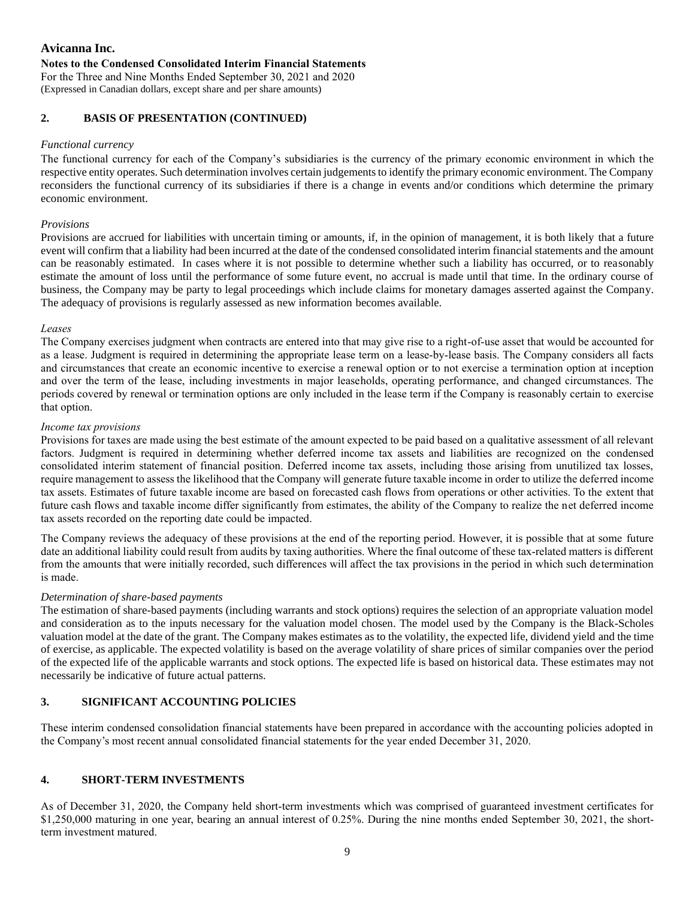## 2. BASIS OF PRESENTATION (CONTINUED)

*Functional currency*

The functional currency for each of the Company's subsidiaries is the currency of the primary economic environment in which the respective entity operates. Such determination involves certain judgements to identify the primary economic environment. The Company reconsiders the functional currency of its subsidiaries if there is a change in events and/or conditions which determine the primary economic environment.

*Provisions*

Provisions are accrued for liabilities with uncertain timing or amounts, if, in the opinion of management, it is both likely that a future event will confirm that a liability had been incurred at the date of the condensed consolidated interim financial statements and the amount can be reasonably estimated. In cases where it is not possible to determine whether such a liability has occurred, or to reasonably estimate the amount of loss until the performance of some future event, no accrual is made until that time. In the ordinary course of business, the Company may be party to legal proceedings which include claims for monetary damages asserted against the Company. The adequacy of provisions is regularly assessed as new information becomes available.

*Leases*

The Company exercises judgment when contracts are entered into that may give rise to a right-of-use asset that would be accounted for as a lease. Judgment is required in determining the appropriate lease term on a lease-by-lease basis. The Company considers all facts and circumstances that create an economic incentive to exercise a renewal option or to not exercise a termination option at inception and over the term of the lease, including investments in major leaseholds, operating performance, and changed circumstances. The periods covered by renewal or termination options are only included in the lease term if the Company is reasonably certain to exercise that option.

*Income tax provisions*

Provisions for taxes are made using the best estimate of the amount expected to be paid based on a qualitative assessment of all relevant factors. Judgment is required in determining whether deferred income tax assets and liabilities are recognized on the condensed consolidated interim statement of financial position. Deferred income tax assets, including those arising from unutilized tax losses, require management to assess the likelihood that the Company will generate future taxable income in order to utilize the deferred income tax assets. Estimates of future taxable income are based on forecasted cash flows from operations or other activities. To the extent that future cash flows and taxable income differ significantly from estimates, the ability of the Company to realize the net deferred income tax assets recorded on the reporting date could be impacted.

The Company reviews the adequacy of these provisions at the end of the reporting period. However, it is possible that at some future date an additional liability could result from audits by taxing authorities. Where the final outcome of these tax-related matters is different from the amounts that were initially recorded, such differences will affect the tax provisions in the period in which such determination is made.

*Determination of share-based payments*

The estimation of share-based payments (including warrants and stock options) requires the selection of an appropriate valuation model and consideration as to the inputs necessary for the valuation model chosen. The model used by the Company is the Black-Scholes valuation model at the date of the grant. The Company makes estimates as to the volatility, the expected life, dividend yield and the time of exercise, as applicable. The expected volatility is based on the average volatility of share prices of similar companies over the period of the expected life of the applicable warrants and stock options. The expected life is based on historical data. These estimates may not necessarily be indicative of future actual patterns.

## 3. SIGNIFICANT ACCOUNTING POLICIES

These interim condensed consolidation financial statements have been prepared in accordance with the accounting policies adopted in the Company's most recent annual consolidated financial statements for the year ended December 31, 2020.

## 4. SHORT-TERM INVESTMENTS

As of December 31, 2020, the Company held short-term investments which was comprised of guaranteed investment certificates for $1,250,000 maturing in one year, bearing an annual interest of 0.25%. During the nine months ended September 30, 2021, the short-term investment matured.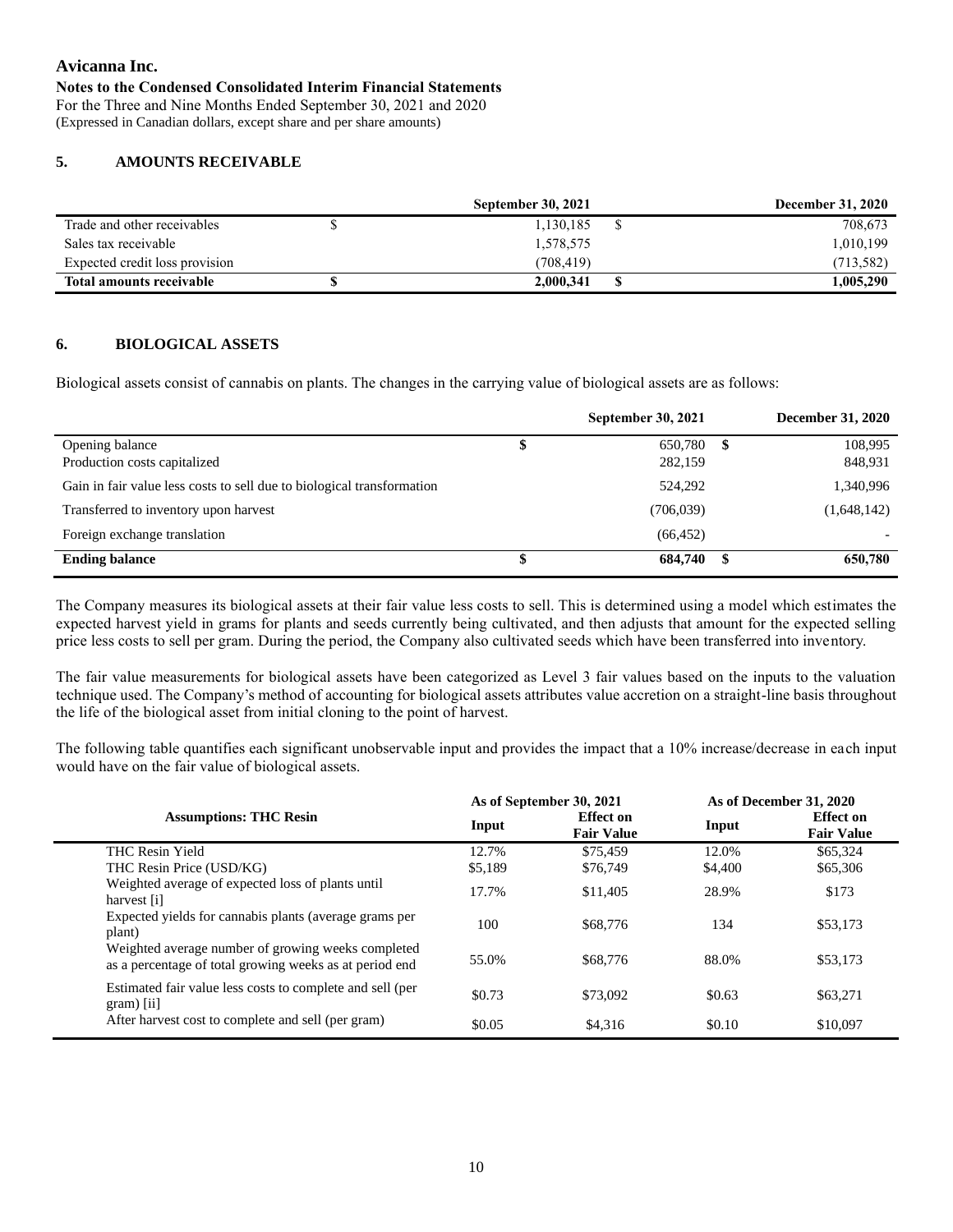# Avicanna Inc.

**Notes to the Condensed Consolidated Interim Financial Statements**

For the Three and Nine Months Ended September 30, 2021 and 2020

(Expressed in Canadian dollars, except share and per share amounts)

## 5. AMOUNTS RECEIVABLE

| | September 30, 2021 | December 31, 2020 |
|---|---|---|
| Trade and other receivables | $ 1,130,185 | $ 708,673 |
| Sales tax receivable | 1,578,575 | 1,010,199 |
| Expected credit loss provision | (708,419) | (713,582) |
| **Total amounts receivable** | **$ 2,000,341** | **$ 1,005,290** |

## 6. BIOLOGICAL ASSETS

Biological assets consist of cannabis on plants. The changes in the carrying value of biological assets are as follows:

| | September 30, 2021 | December 31, 2020 |
|---|---|---|
| Opening balance | $ 650,780 | $ 108,995 |
| Production costs capitalized | 282,159 | 848,931 |
| Gain in fair value less costs to sell due to biological transformation | 524,292 | 1,340,996 |
| Transferred to inventory upon harvest | (706,039) | (1,648,142) |
| Foreign exchange translation | (66,452) | - |
| **Ending balance** | **$ 684,740** | **$ 650,780** |

The Company measures its biological assets at their fair value less costs to sell. This is determined using a model which estimates the expected harvest yield in grams for plants and seeds currently being cultivated, and then adjusts that amount for the expected selling price less costs to sell per gram. During the period, the Company also cultivated seeds which have been transferred into inventory.

The fair value measurements for biological assets have been categorized as Level 3 fair values based on the inputs to the valuation technique used. The Company's method of accounting for biological assets attributes value accretion on a straight-line basis throughout the life of the biological asset from initial cloning to the point of harvest.

The following table quantifies each significant unobservable input and provides the impact that a 10% increase/decrease in each input would have on the fair value of biological assets.

| Assumptions: THC Resin | As of September 30, 2021 | | As of December 31, 2020 | |
|---|---|---|---|---|
| | Input | Effect on Fair Value | Input | Effect on Fair Value |
| THC Resin Yield | 12.7% | $75,459 | 12.0% | $65,324 |
| THC Resin Price (USD/KG) | $5,189 | $76,749 | $4,400 | $65,306 |
| Weighted average of expected loss of plants until harvest [i] | 17.7% | $11,405 | 28.9% | $173 |
| Expected yields for cannabis plants (average grams per plant) | 100 | $68,776 | 134 | $53,173 |
| Weighted average number of growing weeks completed as a percentage of total growing weeks as at period end | 55.0% | $68,776 | 88.0% | $53,173 |
| Estimated fair value less costs to complete and sell (per gram) [ii] | $0.73 | $73,092 | $0.63 | $63,271 |
| After harvest cost to complete and sell (per gram) | $0.05 | $4,316 | $0.10 | $10,097 |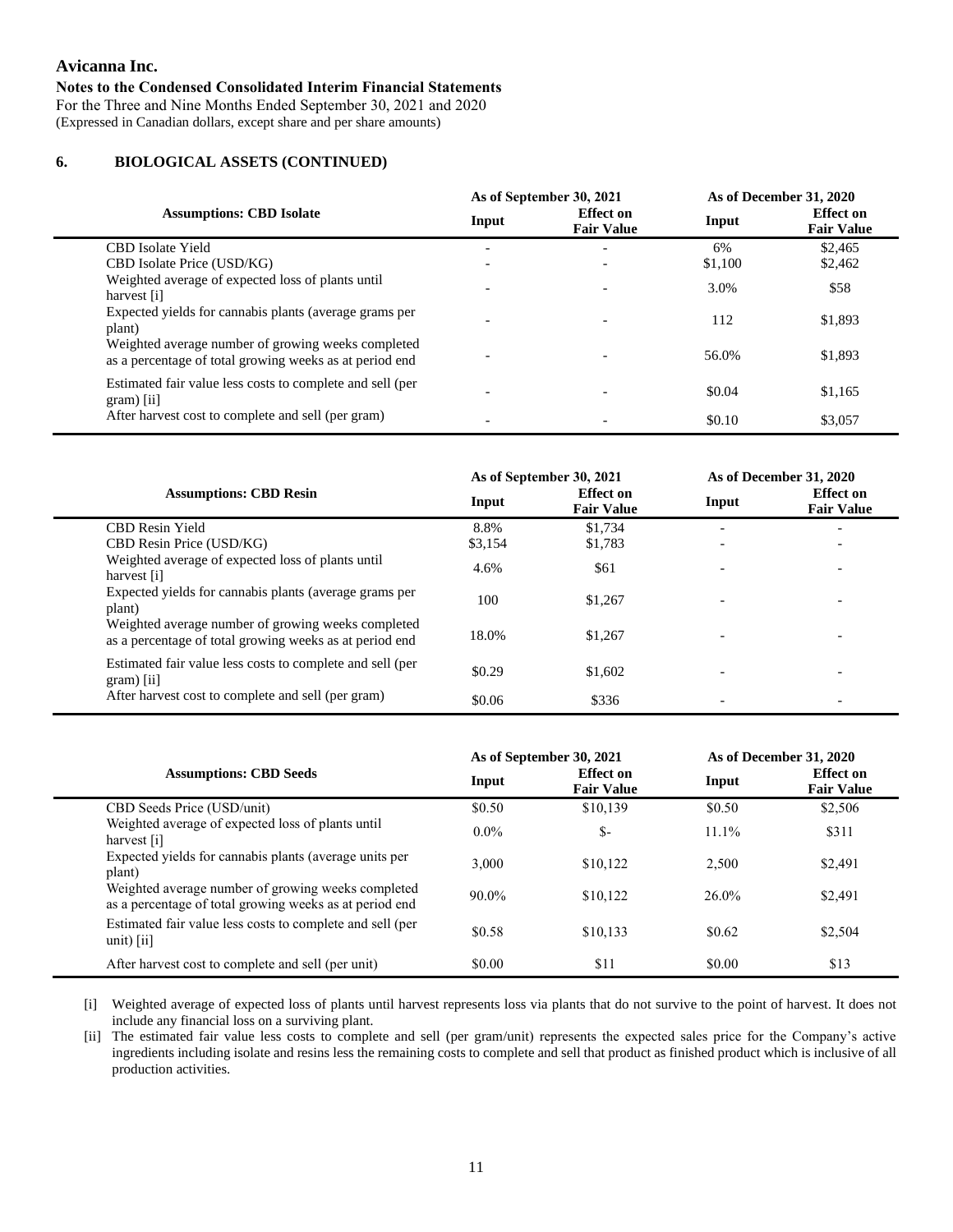**Avicanna Inc.**

**Notes to the Condensed Consolidated Interim Financial Statements**

For the Three and Nine Months Ended September 30, 2021 and 2020

(Expressed in Canadian dollars, except share and per share amounts)

## 6. BIOLOGICAL ASSETS (CONTINUED)

| Assumptions: CBD Isolate | As of September 30, 2021 | | As of December 31, 2020 | |
|---|---|---|---|---|
| | Input | Effect on Fair Value | Input | Effect on Fair Value |
| CBD Isolate Yield | - | - | 6% | $2,465 |
| CBD Isolate Price (USD/KG) | - | - | $1,100 | $2,462 |
| Weighted average of expected loss of plants until harvest [i] | - | - | 3.0% | $58 |
| Expected yields for cannabis plants (average grams per plant) | - | - | 112 | $1,893 |
| Weighted average number of growing weeks completed as a percentage of total growing weeks as at period end | - | - | 56.0% | $1,893 |
| Estimated fair value less costs to complete and sell (per gram) [ii] | - | - | $0.04 | $1,165 |
| After harvest cost to complete and sell (per gram) | - | - | $0.10 | $3,057 |

| Assumptions: CBD Resin | As of September 30, 2021 | | As of December 31, 2020 | |
|---|---|---|---|---|
| | Input | Effect on Fair Value | Input | Effect on Fair Value |
| CBD Resin Yield | 8.8% | $1,734 | - | - |
| CBD Resin Price (USD/KG) | $3,154 | $1,783 | - | - |
| Weighted average of expected loss of plants until harvest [i] | 4.6% | $61 | - | - |
| Expected yields for cannabis plants (average grams per plant) | 100 | $1,267 | - | - |
| Weighted average number of growing weeks completed as a percentage of total growing weeks as at period end | 18.0% | $1,267 | - | - |
| Estimated fair value less costs to complete and sell (per gram) [ii] | $0.29 | $1,602 | - | - |
| After harvest cost to complete and sell (per gram) | $0.06 | $336 | - | - |

| Assumptions: CBD Seeds | As of September 30, 2021 | | As of December 31, 2020 | |
|---|---|---|---|---|
| | Input | Effect on Fair Value | Input | Effect on Fair Value |
| CBD Seeds Price (USD/unit) | $0.50 | $10,139 | $0.50 | $2,506 |
| Weighted average of expected loss of plants until harvest [i] | 0.0% | $- | 11.1% | $311 |
| Expected yields for cannabis plants (average units per plant) | 3,000 | $10,122 | 2,500 | $2,491 |
| Weighted average number of growing weeks completed as a percentage of total growing weeks as at period end | 90.0% | $10,122 | 26.0% | $2,491 |
| Estimated fair value less costs to complete and sell (per unit) [ii] | $0.58 | $10,133 | $0.62 | $2,504 |
| After harvest cost to complete and sell (per unit) | $0.00 | $11 | $0.00 | $13 |

[i] Weighted average of expected loss of plants until harvest represents loss via plants that do not survive to the point of harvest. It does not include any financial loss on a surviving plant.

[ii] The estimated fair value less costs to complete and sell (per gram/unit) represents the expected sales price for the Company's active ingredients including isolate and resins less the remaining costs to complete and sell that product as finished product which is inclusive of all production activities.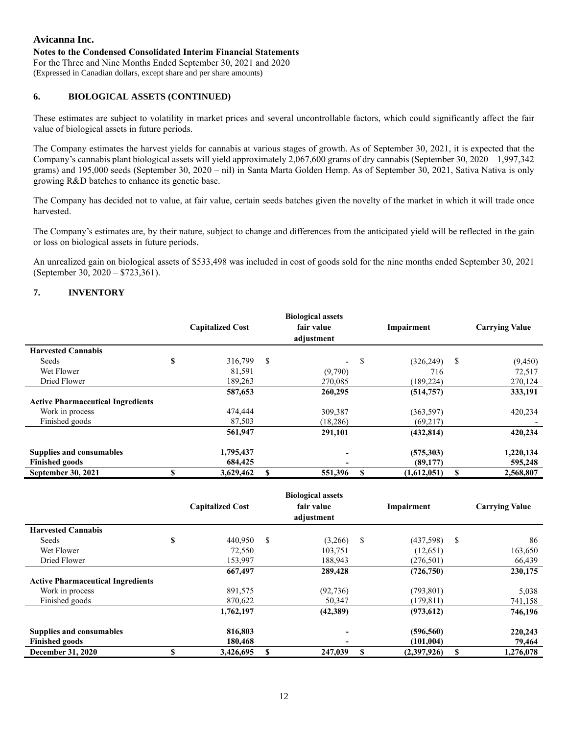### 6. BIOLOGICAL ASSETS (CONTINUED)

These estimates are subject to volatility in market prices and several uncontrollable factors, which could significantly affect the fair value of biological assets in future periods.

The Company estimates the harvest yields for cannabis at various stages of growth. As of September 30, 2021, it is expected that the Company's cannabis plant biological assets will yield approximately 2,067,600 grams of dry cannabis (September 30, 2020 – 1,997,342 grams) and 195,000 seeds (September 30, 2020 – nil) in Santa Marta Golden Hemp. As of September 30, 2021, Sativa Nativa is only growing R&D batches to enhance its genetic base.

The Company has decided not to value, at fair value, certain seeds batches given the novelty of the market in which it will trade once harvested.

The Company's estimates are, by their nature, subject to change and differences from the anticipated yield will be reflected in the gain or loss on biological assets in future periods.

An unrealized gain on biological assets of $533,498 was included in cost of goods sold for the nine months ended September 30, 2021 (September 30, 2020 – $723,361).

### 7. INVENTORY

| | Capitalized Cost | Biological assets fair value adjustment | Impairment | Carrying Value |
|---|---|---|---|---|
| **Harvested Cannabis** | | | | |
| Seeds | $ 316,799 | $ - | $ (326,249) | $ (9,450) |
| Wet Flower | 81,591 | (9,790) | 716 | 72,517 |
| Dried Flower | 189,263 | 270,085 | (189,224) | 270,124 |
| | **587,653** | **260,295** | **(514,757)** | **333,191** |
| **Active Pharmaceutical Ingredients** | | | | |
| Work in process | 474,444 | 309,387 | (363,597) | 420,234 |
| Finished goods | 87,503 | (18,286) | (69,217) | - |
| | **561,947** | **291,101** | **(432,814)** | **420,234** |
| **Supplies and consumables** | **1,795,437** | **-** | **(575,303)** | **1,220,134** |
| **Finished goods** | **684,425** | **-** | **(89,177)** | **595,248** |
| **September 30, 2021** | **$ 3,629,462** | **$ 551,396** | **$ (1,612,051)** | **$ 2,568,807** |

| | Capitalized Cost | Biological assets fair value adjustment | Impairment | Carrying Value |
|---|---|---|---|---|
| **Harvested Cannabis** | | | | |
| Seeds | $ 440,950 | $ (3,266) | $ (437,598) | $ 86 |
| Wet Flower | 72,550 | 103,751 | (12,651) | 163,650 |
| Dried Flower | 153,997 | 188,943 | (276,501) | 66,439 |
| | **667,497** | **289,428** | **(726,750)** | **230,175** |
| **Active Pharmaceutical Ingredients** | | | | |
| Work in process | 891,575 | (92,736) | (793,801) | 5,038 |
| Finished goods | 870,622 | 50,347 | (179,811) | 741,158 |
| | **1,762,197** | **(42,389)** | **(973,612)** | **746,196** |
| **Supplies and consumables** | **816,803** | **-** | **(596,560)** | **220,243** |
| **Finished goods** | **180,468** | **-** | **(101,004)** | **79,464** |
| **December 31, 2020** | **$ 3,426,695** | **$ 247,039** | **$ (2,397,926)** | **$ 1,276,078** |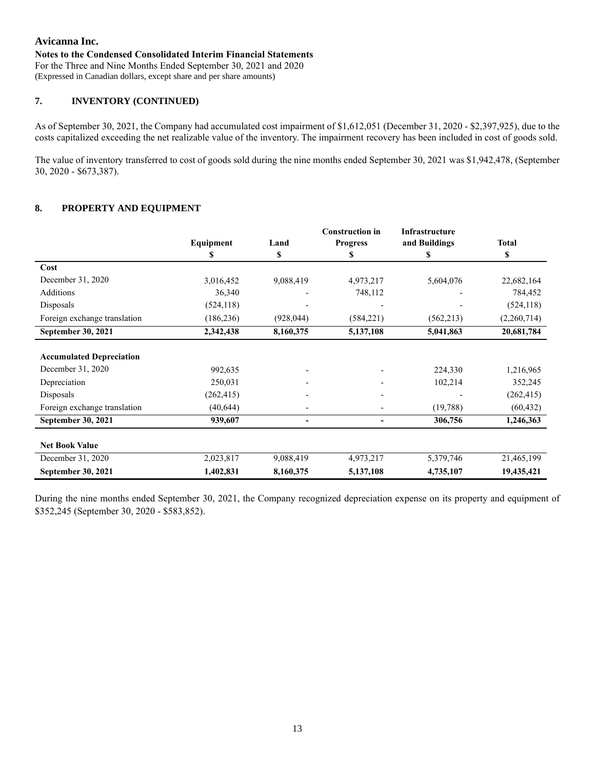## 7. INVENTORY (CONTINUED)

As of September 30, 2021, the Company had accumulated cost impairment of $1,612,051 (December 31, 2020 - $2,397,925), due to the costs capitalized exceeding the net realizable value of the inventory. The impairment recovery has been included in cost of goods sold.

The value of inventory transferred to cost of goods sold during the nine months ended September 30, 2021 was $1,942,478, (September 30, 2020 - $673,387).

## 8. PROPERTY AND EQUIPMENT

| | Equipment | Land | Construction in Progress | Infrastructure and Buildings | Total |
|---|---|---|---|---|---|
| | $ | $ | $ | $ | $ |
| **Cost** | | | | | |
| December 31, 2020 | 3,016,452 | 9,088,419 | 4,973,217 | 5,604,076 | 22,682,164 |
| Additions | 36,340 | - | 748,112 | - | 784,452 |
| Disposals | (524,118) | - | - | - | (524,118) |
| Foreign exchange translation | (186,236) | (928,044) | (584,221) | (562,213) | (2,260,714) |
| **September 30, 2021** | **2,342,438** | **8,160,375** | **5,137,108** | **5,041,863** | **20,681,784** |
| | | | | | |
| **Accumulated Depreciation** | | | | | |
| December 31, 2020 | 992,635 | - | - | 224,330 | 1,216,965 |
| Depreciation | 250,031 | - | - | 102,214 | 352,245 |
| Disposals | (262,415) | - | - | - | (262,415) |
| Foreign exchange translation | (40,644) | - | - | (19,788) | (60,432) |
| **September 30, 2021** | **939,607** | **-** | **-** | **306,756** | **1,246,363** |
| | | | | | |
| **Net Book Value** | | | | | |
| December 31, 2020 | 2,023,817 | 9,088,419 | 4,973,217 | 5,379,746 | 21,465,199 |
| **September 30, 2021** | **1,402,831** | **8,160,375** | **5,137,108** | **4,735,107** | **19,435,421** |

During the nine months ended September 30, 2021, the Company recognized depreciation expense on its property and equipment of $352,245 (September 30, 2020 - $583,852).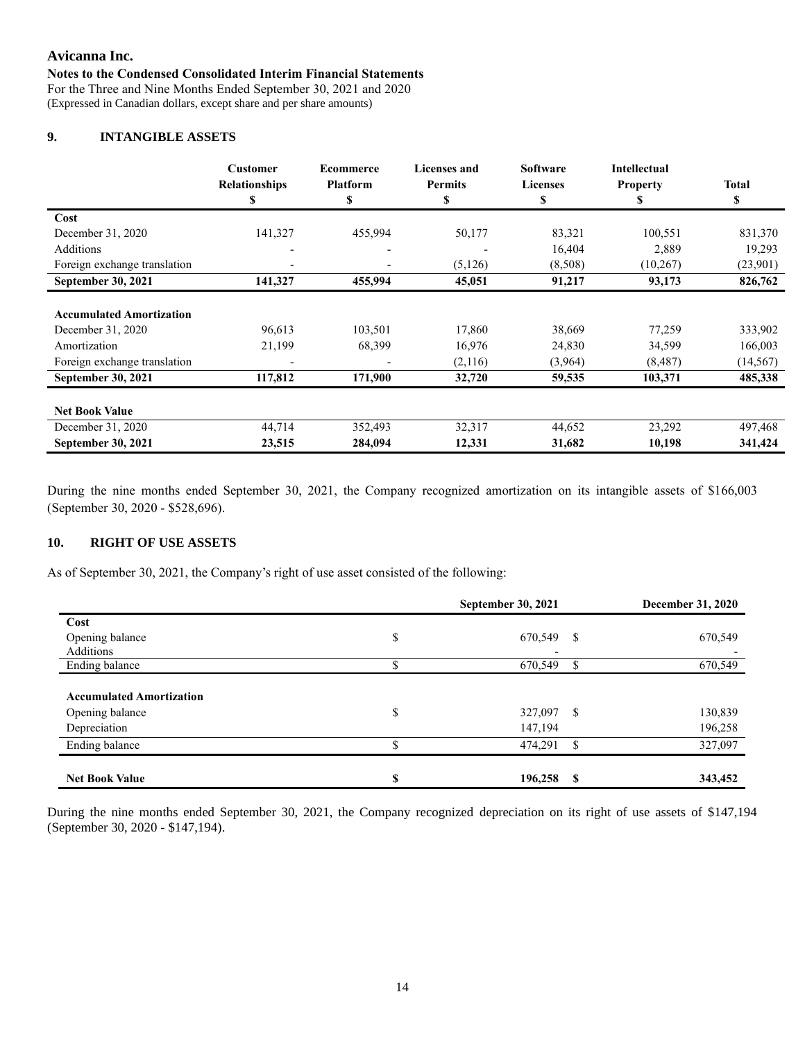Avicanna Inc.
**Notes to the Condensed Consolidated Interim Financial Statements**
For the Three and Nine Months Ended September 30, 2021 and 2020
(Expressed in Canadian dollars, except share and per share amounts)

## 9. INTANGIBLE ASSETS

| | Customer Relationships $ | Ecommerce Platform $ | Licenses and Permits $ | Software Licenses $ | Intellectual Property $ | Total $ |
|---|---|---|---|---|---|---|
| **Cost** | | | | | | |
| December 31, 2020 | 141,327 | 455,994 | 50,177 | 83,321 | 100,551 | 831,370 |
| Additions | - | - | - | 16,404 | 2,889 | 19,293 |
| Foreign exchange translation | - | - | (5,126) | (8,508) | (10,267) | (23,901) |
| **September 30, 2021** | **141,327** | **455,994** | **45,051** | **91,217** | **93,173** | **826,762** |
| **Accumulated Amortization** | | | | | | |
| December 31, 2020 | 96,613 | 103,501 | 17,860 | 38,669 | 77,259 | 333,902 |
| Amortization | 21,199 | 68,399 | 16,976 | 24,830 | 34,599 | 166,003 |
| Foreign exchange translation | - | - | (2,116) | (3,964) | (8,487) | (14,567) |
| **September 30, 2021** | **117,812** | **171,900** | **32,720** | **59,535** | **103,371** | **485,338** |
| **Net Book Value** | | | | | | |
| December 31, 2020 | 44,714 | 352,493 | 32,317 | 44,652 | 23,292 | 497,468 |
| **September 30, 2021** | **23,515** | **284,094** | **12,331** | **31,682** | **10,198** | **341,424** |

During the nine months ended September 30, 2021, the Company recognized amortization on its intangible assets of $166,003 (September 30, 2020 - $528,696).

## 10. RIGHT OF USE ASSETS

As of September 30, 2021, the Company's right of use asset consisted of the following:

| | September 30, 2021 | December 31, 2020 |
|---|---|---|
| **Cost** | | |
| Opening balance | $ 670,549 | $ 670,549 |
| Additions | - | - |
| Ending balance | $ 670,549 | $ 670,549 |
| **Accumulated Amortization** | | |
| Opening balance | $ 327,097 | $ 130,839 |
| Depreciation | 147,194 | 196,258 |
| Ending balance | $ 474,291 | $ 327,097 |
| **Net Book Value** | **$ 196,258** | **$ 343,452** |

During the nine months ended September 30, 2021, the Company recognized depreciation on its right of use assets of $147,194 (September 30, 2020 - $147,194).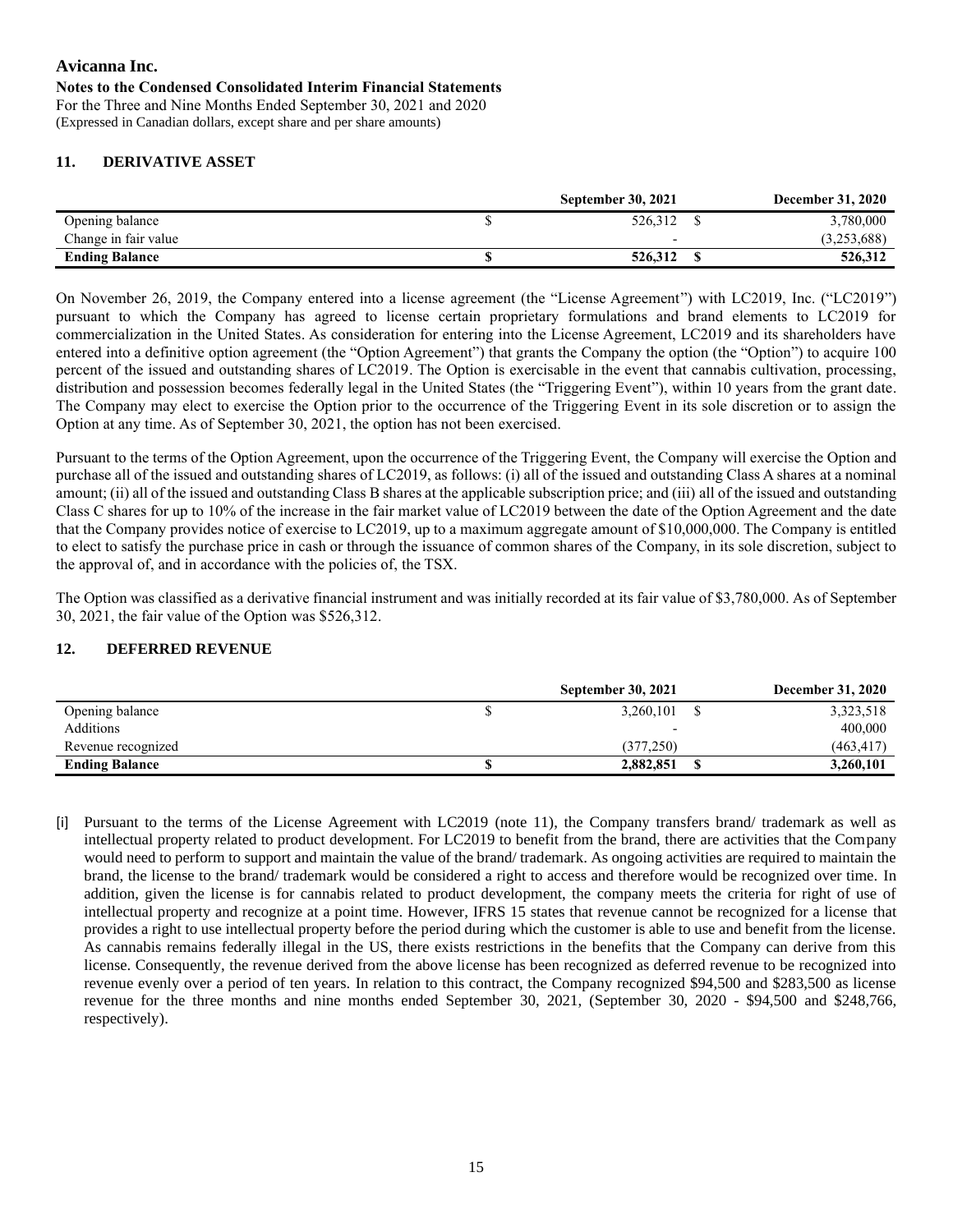**Avicanna Inc.**
**Notes to the Condensed Consolidated Interim Financial Statements**
For the Three and Nine Months Ended September 30, 2021 and 2020
(Expressed in Canadian dollars, except share and per share amounts)

## 11. DERIVATIVE ASSET

| | September 30, 2021 | December 31, 2020 |
|---|---|---|
| Opening balance | $ 526,312 | $ 3,780,000 |
| Change in fair value | - | (3,253,688) |
| **Ending Balance** | **$ 526,312** | **$ 526,312** |

On November 26, 2019, the Company entered into a license agreement (the "License Agreement") with LC2019, Inc. ("LC2019") pursuant to which the Company has agreed to license certain proprietary formulations and brand elements to LC2019 for commercialization in the United States. As consideration for entering into the License Agreement, LC2019 and its shareholders have entered into a definitive option agreement (the "Option Agreement") that grants the Company the option (the "Option") to acquire 100 percent of the issued and outstanding shares of LC2019. The Option is exercisable in the event that cannabis cultivation, processing, distribution and possession becomes federally legal in the United States (the "Triggering Event"), within 10 years from the grant date. The Company may elect to exercise the Option prior to the occurrence of the Triggering Event in its sole discretion or to assign the Option at any time. As of September 30, 2021, the option has not been exercised.

Pursuant to the terms of the Option Agreement, upon the occurrence of the Triggering Event, the Company will exercise the Option and purchase all of the issued and outstanding shares of LC2019, as follows: (i) all of the issued and outstanding Class A shares at a nominal amount; (ii) all of the issued and outstanding Class B shares at the applicable subscription price; and (iii) all of the issued and outstanding Class C shares for up to 10% of the increase in the fair market value of LC2019 between the date of the Option Agreement and the date that the Company provides notice of exercise to LC2019, up to a maximum aggregate amount of $10,000,000. The Company is entitled to elect to satisfy the purchase price in cash or through the issuance of common shares of the Company, in its sole discretion, subject to the approval of, and in accordance with the policies of, the TSX.

The Option was classified as a derivative financial instrument and was initially recorded at its fair value of $3,780,000. As of September 30, 2021, the fair value of the Option was $526,312.

## 12. DEFERRED REVENUE

| | September 30, 2021 | December 31, 2020 |
|---|---|---|
| Opening balance | $ 3,260,101 | $ 3,323,518 |
| Additions | - | 400,000 |
| Revenue recognized | (377,250) | (463,417) |
| **Ending Balance** | **$ 2,882,851** | **$ 3,260,101** |

[i] Pursuant to the terms of the License Agreement with LC2019 (note 11), the Company transfers brand/ trademark as well as intellectual property related to product development. For LC2019 to benefit from the brand, there are activities that the Company would need to perform to support and maintain the value of the brand/ trademark. As ongoing activities are required to maintain the brand, the license to the brand/ trademark would be considered a right to access and therefore would be recognized over time. In addition, given the license is for cannabis related to product development, the company meets the criteria for right of use of intellectual property and recognize at a point time. However, IFRS 15 states that revenue cannot be recognized for a license that provides a right to use intellectual property before the period during which the customer is able to use and benefit from the license. As cannabis remains federally illegal in the US, there exists restrictions in the benefits that the Company can derive from this license. Consequently, the revenue derived from the above license has been recognized as deferred revenue to be recognized into revenue evenly over a period of ten years. In relation to this contract, the Company recognized $94,500 and $283,500 as license revenue for the three months and nine months ended September 30, 2021, (September 30, 2020 - $94,500 and $248,766, respectively).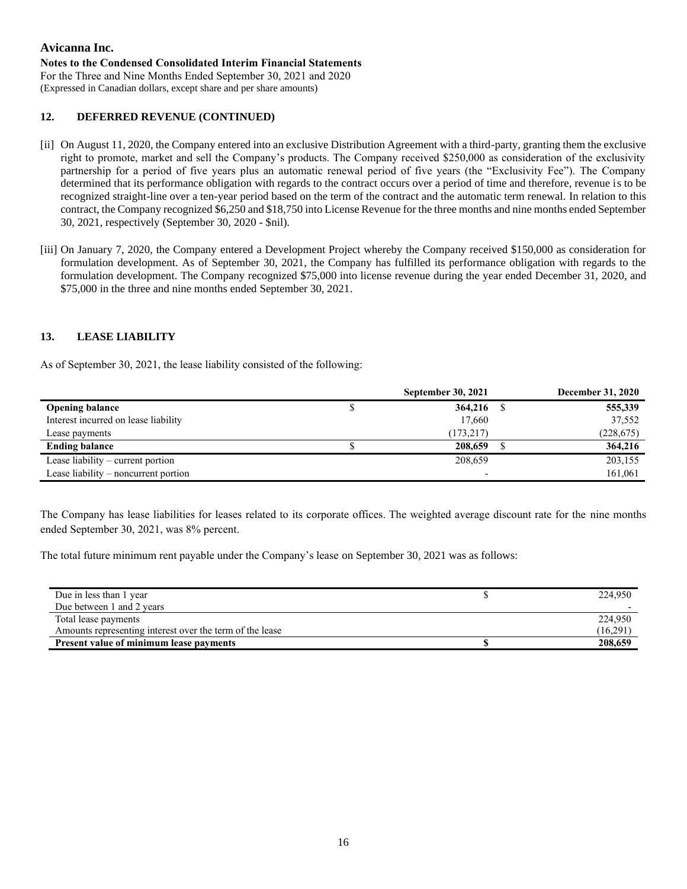**Avicanna Inc.**

**Notes to the Condensed Consolidated Interim Financial Statements**

For the Three and Nine Months Ended September 30, 2021 and 2020

(Expressed in Canadian dollars, except share and per share amounts)

## 12. DEFERRED REVENUE (CONTINUED)

[ii] On August 11, 2020, the Company entered into an exclusive Distribution Agreement with a third-party, granting them the exclusive right to promote, market and sell the Company's products. The Company received $250,000 as consideration of the exclusivity partnership for a period of five years plus an automatic renewal period of five years (the "Exclusivity Fee"). The Company determined that its performance obligation with regards to the contract occurs over a period of time and therefore, revenue is to be recognized straight-line over a ten-year period based on the term of the contract and the automatic term renewal. In relation to this contract, the Company recognized $6,250 and $18,750 into License Revenue for the three months and nine months ended September 30, 2021, respectively (September 30, 2020 - $nil).

[iii] On January 7, 2020, the Company entered a Development Project whereby the Company received $150,000 as consideration for formulation development. As of September 30, 2021, the Company has fulfilled its performance obligation with regards to the formulation development. The Company recognized $75,000 into license revenue during the year ended December 31, 2020, and $75,000 in the three and nine months ended September 30, 2021.

## 13. LEASE LIABILITY

As of September 30, 2021, the lease liability consisted of the following:

| | | September 30, 2021 | | December 31, 2020 |
|---|---|---|---|---|
| **Opening balance** | $ | **364,216** | $ | **555,339** |
| Interest incurred on lease liability | | 17,660 | | 37,552 |
| Lease payments | | (173,217) | | (228,675) |
| **Ending balance** | $ | **208,659** | $ | **364,216** |
| Lease liability – current portion | | 208,659 | | 203,155 |
| Lease liability – noncurrent portion | | - | | 161,061 |

The Company has lease liabilities for leases related to its corporate offices. The weighted average discount rate for the nine months ended September 30, 2021, was 8% percent.

The total future minimum rent payable under the Company's lease on September 30, 2021 was as follows:

| | | |
|---|---|---|
| Due in less than 1 year | $ | 224,950 |
| Due between 1 and 2 years | | - |
| Total lease payments | | 224,950 |
| Amounts representing interest over the term of the lease | | (16,291) |
| **Present value of minimum lease payments** | **$** | **208,659** |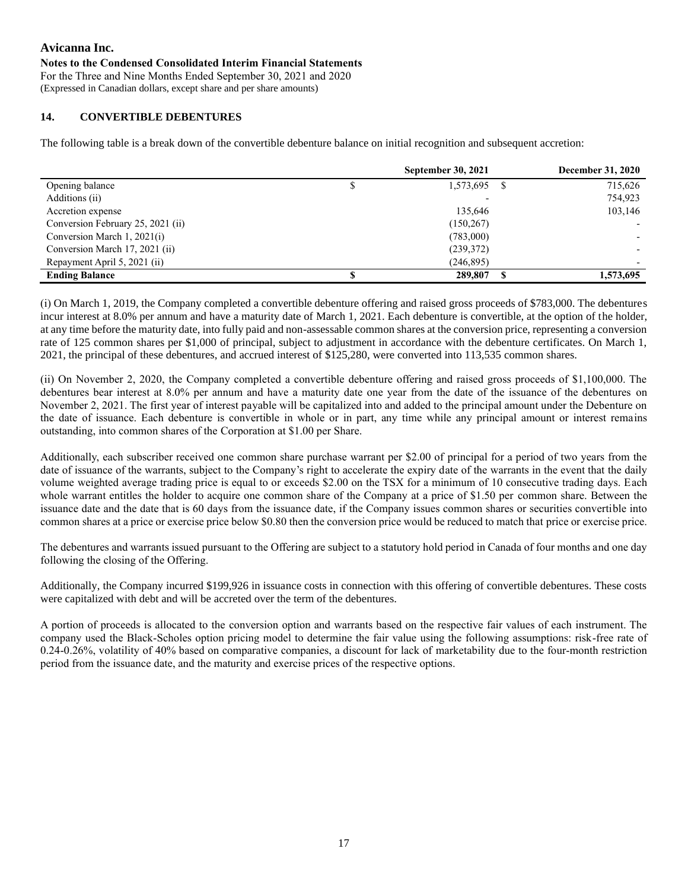**Avicanna Inc.**

**Notes to the Condensed Consolidated Interim Financial Statements**

For the Three and Nine Months Ended September 30, 2021 and 2020

(Expressed in Canadian dollars, except share and per share amounts)

## 14. CONVERTIBLE DEBENTURES

The following table is a break down of the convertible debenture balance on initial recognition and subsequent accretion:

| | September 30, 2021 | December 31, 2020 |
|---|---|---|
| Opening balance | $ 1,573,695 | $ 715,626 |
| Additions (ii) | - | 754,923 |
| Accretion expense | 135,646 | 103,146 |
| Conversion February 25, 2021 (ii) | (150,267) | - |
| Conversion March 1, 2021(i) | (783,000) | - |
| Conversion March 17, 2021 (ii) | (239,372) | - |
| Repayment April 5, 2021 (ii) | (246,895) | - |
| **Ending Balance** | **$ 289,807** | **$ 1,573,695** |

(i) On March 1, 2019, the Company completed a convertible debenture offering and raised gross proceeds of $783,000. The debentures incur interest at 8.0% per annum and have a maturity date of March 1, 2021. Each debenture is convertible, at the option of the holder, at any time before the maturity date, into fully paid and non-assessable common shares at the conversion price, representing a conversion rate of 125 common shares per $1,000 of principal, subject to adjustment in accordance with the debenture certificates. On March 1, 2021, the principal of these debentures, and accrued interest of $125,280, were converted into 113,535 common shares.

(ii) On November 2, 2020, the Company completed a convertible debenture offering and raised gross proceeds of $1,100,000. The debentures bear interest at 8.0% per annum and have a maturity date one year from the date of the issuance of the debentures on November 2, 2021. The first year of interest payable will be capitalized into and added to the principal amount under the Debenture on the date of issuance. Each debenture is convertible in whole or in part, any time while any principal amount or interest remains outstanding, into common shares of the Corporation at $1.00 per Share.

Additionally, each subscriber received one common share purchase warrant per $2.00 of principal for a period of two years from the date of issuance of the warrants, subject to the Company's right to accelerate the expiry date of the warrants in the event that the daily volume weighted average trading price is equal to or exceeds $2.00 on the TSX for a minimum of 10 consecutive trading days. Each whole warrant entitles the holder to acquire one common share of the Company at a price of $1.50 per common share. Between the issuance date and the date that is 60 days from the issuance date, if the Company issues common shares or securities convertible into common shares at a price or exercise price below $0.80 then the conversion price would be reduced to match that price or exercise price.

The debentures and warrants issued pursuant to the Offering are subject to a statutory hold period in Canada of four months and one day following the closing of the Offering.

Additionally, the Company incurred $199,926 in issuance costs in connection with this offering of convertible debentures. These costs were capitalized with debt and will be accreted over the term of the debentures.

A portion of proceeds is allocated to the conversion option and warrants based on the respective fair values of each instrument. The company used the Black-Scholes option pricing model to determine the fair value using the following assumptions: risk-free rate of 0.24-0.26%, volatility of 40% based on comparative companies, a discount for lack of marketability due to the four-month restriction period from the issuance date, and the maturity and exercise prices of the respective options.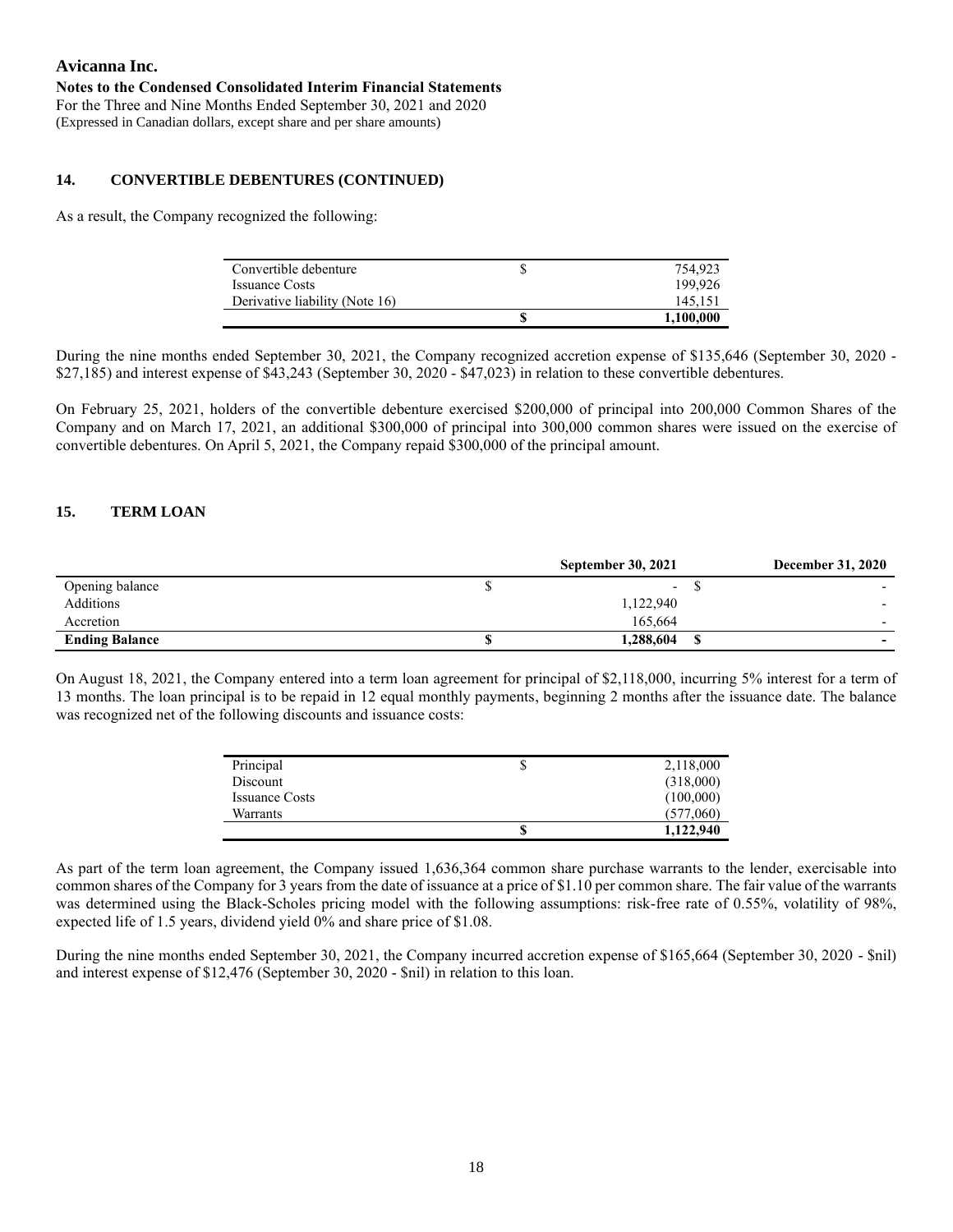**Avicanna Inc.**

**Notes to the Condensed Consolidated Interim Financial Statements**

For the Three and Nine Months Ended September 30, 2021 and 2020

(Expressed in Canadian dollars, except share and per share amounts)

## 14. CONVERTIBLE DEBENTURES (CONTINUED)

As a result, the Company recognized the following:

| | | |
|---|---|---|
| Convertible debenture | $ | 754,923 |
| Issuance Costs | | 199,926 |
| Derivative liability (Note 16) | | 145,151 |
| | **$** | **1,100,000** |

During the nine months ended September 30, 2021, the Company recognized accretion expense of $135,646 (September 30, 2020 - $27,185) and interest expense of $43,243 (September 30, 2020 - $47,023) in relation to these convertible debentures.

On February 25, 2021, holders of the convertible debenture exercised $200,000 of principal into 200,000 Common Shares of the Company and on March 17, 2021, an additional $300,000 of principal into 300,000 common shares were issued on the exercise of convertible debentures. On April 5, 2021, the Company repaid $300,000 of the principal amount.

## 15. TERM LOAN

| | | September 30, 2021 | | December 31, 2020 |
|---|---|---|---|---|
| Opening balance | $ | - | $ | - |
| Additions | | 1,122,940 | | - |
| Accretion | | 165,664 | | - |
| **Ending Balance** | **$** | **1,288,604** | **$** | **-** |

On August 18, 2021, the Company entered into a term loan agreement for principal of $2,118,000, incurring 5% interest for a term of 13 months. The loan principal is to be repaid in 12 equal monthly payments, beginning 2 months after the issuance date. The balance was recognized net of the following discounts and issuance costs:

| | | |
|---|---|---|
| Principal | $ | 2,118,000 |
| Discount | | (318,000) |
| Issuance Costs | | (100,000) |
| Warrants | | (577,060) |
| | **$** | **1,122,940** |

As part of the term loan agreement, the Company issued 1,636,364 common share purchase warrants to the lender, exercisable into common shares of the Company for 3 years from the date of issuance at a price of $1.10 per common share. The fair value of the warrants was determined using the Black-Scholes pricing model with the following assumptions: risk-free rate of 0.55%, volatility of 98%, expected life of 1.5 years, dividend yield 0% and share price of $1.08.

During the nine months ended September 30, 2021, the Company incurred accretion expense of $165,664 (September 30, 2020 - $nil) and interest expense of $12,476 (September 30, 2020 - $nil) in relation to this loan.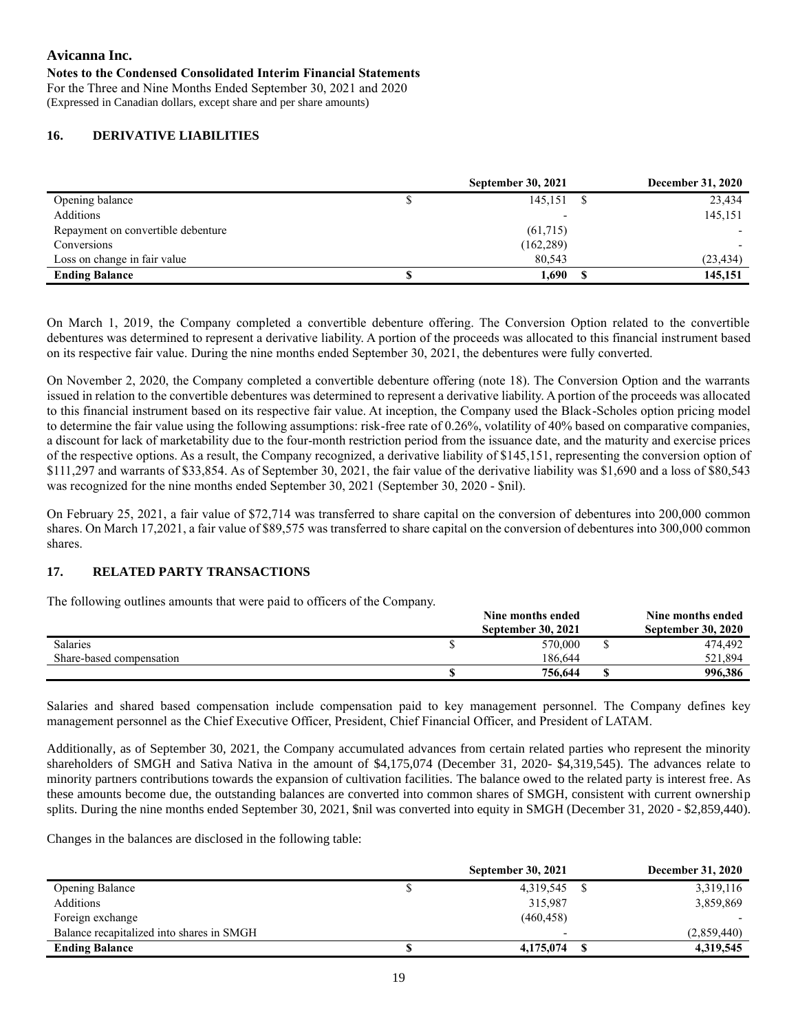**Avicanna Inc.**
**Notes to the Condensed Consolidated Interim Financial Statements**
For the Three and Nine Months Ended September 30, 2021 and 2020
(Expressed in Canadian dollars, except share and per share amounts)

## 16. DERIVATIVE LIABILITIES

| | September 30, 2021 | December 31, 2020 |
|---|---|---|
| Opening balance | $ 145,151 | $ 23,434 |
| Additions | - | 145,151 |
| Repayment on convertible debenture | (61,715) | - |
| Conversions | (162,289) | - |
| Loss on change in fair value | 80,543 | (23,434) |
| **Ending Balance** | **$ 1,690** | **$ 145,151** |

On March 1, 2019, the Company completed a convertible debenture offering. The Conversion Option related to the convertible debentures was determined to represent a derivative liability. A portion of the proceeds was allocated to this financial instrument based on its respective fair value. During the nine months ended September 30, 2021, the debentures were fully converted.

On November 2, 2020, the Company completed a convertible debenture offering (note 18). The Conversion Option and the warrants issued in relation to the convertible debentures was determined to represent a derivative liability. A portion of the proceeds was allocated to this financial instrument based on its respective fair value. At inception, the Company used the Black-Scholes option pricing model to determine the fair value using the following assumptions: risk-free rate of 0.26%, volatility of 40% based on comparative companies, a discount for lack of marketability due to the four-month restriction period from the issuance date, and the maturity and exercise prices of the respective options. As a result, the Company recognized, a derivative liability of $145,151, representing the conversion option of $111,297 and warrants of $33,854. As of September 30, 2021, the fair value of the derivative liability was $1,690 and a loss of $80,543 was recognized for the nine months ended September 30, 2021 (September 30, 2020 - $nil).

On February 25, 2021, a fair value of $72,714 was transferred to share capital on the conversion of debentures into 200,000 common shares. On March 17,2021, a fair value of $89,575 was transferred to share capital on the conversion of debentures into 300,000 common shares.

## 17. RELATED PARTY TRANSACTIONS

The following outlines amounts that were paid to officers of the Company.

| | Nine months ended September 30, 2021 | Nine months ended September 30, 2020 |
|---|---|---|
| Salaries | $ 570,000 | $ 474,492 |
| Share-based compensation | 186,644 | 521,894 |
| | **$ 756,644** | **$ 996,386** |

Salaries and shared based compensation include compensation paid to key management personnel. The Company defines key management personnel as the Chief Executive Officer, President, Chief Financial Officer, and President of LATAM.

Additionally, as of September 30, 2021, the Company accumulated advances from certain related parties who represent the minority shareholders of SMGH and Sativa Nativa in the amount of $4,175,074 (December 31, 2020- $4,319,545). The advances relate to minority partners contributions towards the expansion of cultivation facilities. The balance owed to the related party is interest free. As these amounts become due, the outstanding balances are converted into common shares of SMGH, consistent with current ownership splits. During the nine months ended September 30, 2021, $nil was converted into equity in SMGH (December 31, 2020 - $2,859,440).

Changes in the balances are disclosed in the following table:

| | September 30, 2021 | December 31, 2020 |
|---|---|---|
| Opening Balance | $ 4,319,545 | $ 3,319,116 |
| Additions | 315,987 | 3,859,869 |
| Foreign exchange | (460,458) | - |
| Balance recapitalized into shares in SMGH | - | (2,859,440) |
| **Ending Balance** | **$ 4,175,074** | **$ 4,319,545** |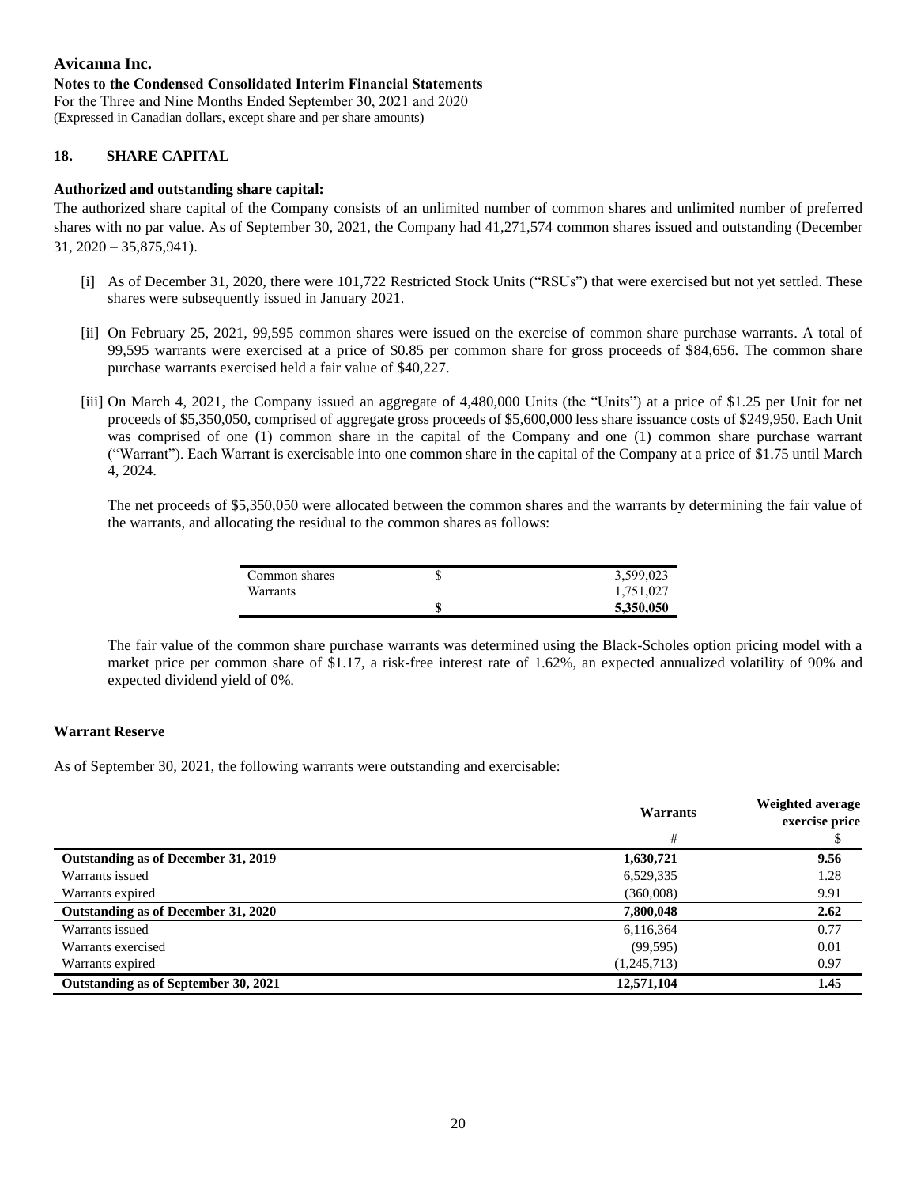Avicanna Inc.
**Notes to the Condensed Consolidated Interim Financial Statements**
For the Three and Nine Months Ended September 30, 2021 and 2020
(Expressed in Canadian dollars, except share and per share amounts)

## 18. SHARE CAPITAL

**Authorized and outstanding share capital:**

The authorized share capital of the Company consists of an unlimited number of common shares and unlimited number of preferred shares with no par value. As of September 30, 2021, the Company had 41,271,574 common shares issued and outstanding (December 31, 2020 – 35,875,941).

[i] As of December 31, 2020, there were 101,722 Restricted Stock Units ("RSUs") that were exercised but not yet settled. These shares were subsequently issued in January 2021.

[ii] On February 25, 2021, 99,595 common shares were issued on the exercise of common share purchase warrants. A total of 99,595 warrants were exercised at a price of $0.85 per common share for gross proceeds of $84,656. The common share purchase warrants exercised held a fair value of $40,227.

[iii] On March 4, 2021, the Company issued an aggregate of 4,480,000 Units (the "Units") at a price of $1.25 per Unit for net proceeds of $5,350,050, comprised of aggregate gross proceeds of $5,600,000 less share issuance costs of $249,950. Each Unit was comprised of one (1) common share in the capital of the Company and one (1) common share purchase warrant ("Warrant"). Each Warrant is exercisable into one common share in the capital of the Company at a price of $1.75 until March 4, 2024.

The net proceeds of $5,350,050 were allocated between the common shares and the warrants by determining the fair value of the warrants, and allocating the residual to the common shares as follows:

| | | |
|---|---|---|
| Common shares | $ | 3,599,023 |
| Warrants | | 1,751,027 |
| | **$** | **5,350,050** |

The fair value of the common share purchase warrants was determined using the Black-Scholes option pricing model with a market price per common share of $1.17, a risk-free interest rate of 1.62%, an expected annualized volatility of 90% and expected dividend yield of 0%.

**Warrant Reserve**

As of September 30, 2021, the following warrants were outstanding and exercisable:

| | Warrants | Weighted average exercise price |
|---|---|---|
| | # | $ |
| **Outstanding as of December 31, 2019** | **1,630,721** | **9.56** |
| Warrants issued | 6,529,335 | 1.28 |
| Warrants expired | (360,008) | 9.91 |
| **Outstanding as of December 31, 2020** | **7,800,048** | **2.62** |
| Warrants issued | 6,116,364 | 0.77 |
| Warrants exercised | (99,595) | 0.01 |
| Warrants expired | (1,245,713) | 0.97 |
| **Outstanding as of September 30, 2021** | **12,571,104** | **1.45** |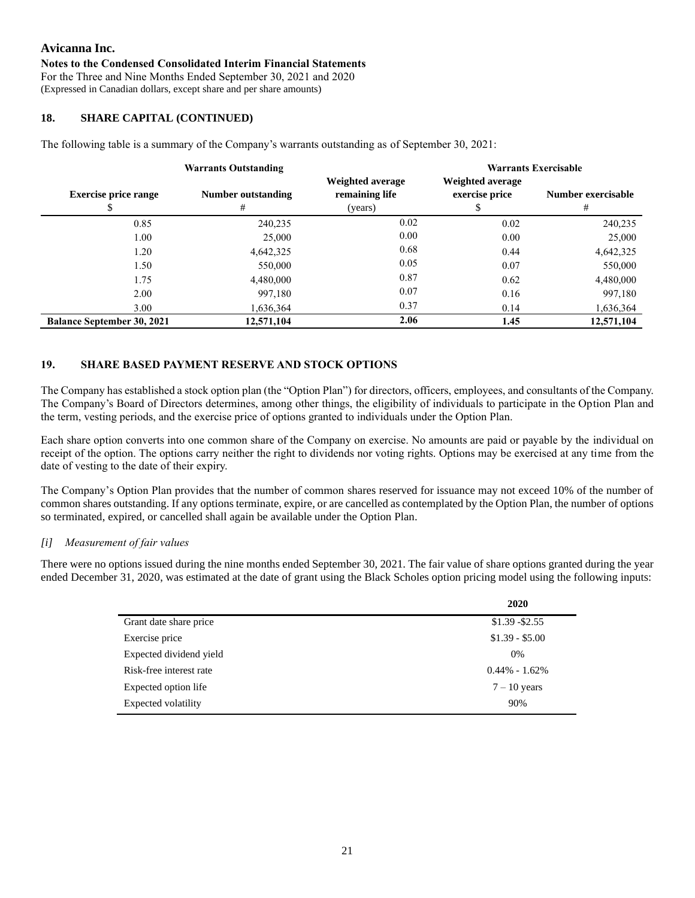**Avicanna Inc.**

**Notes to the Condensed Consolidated Interim Financial Statements**

For the Three and Nine Months Ended September 30, 2021 and 2020

(Expressed in Canadian dollars, except share and per share amounts)

## 18. SHARE CAPITAL (CONTINUED)

The following table is a summary of the Company's warrants outstanding as of September 30, 2021:

| Warrants Outstanding | | | Warrants Exercisable | |
|---|---|---|---|---|
| **Exercise price range** | **Number outstanding** | **Weighted average remaining life** | **Weighted average exercise price** | **Number exercisable** |
| $ | # | (years) | $ | # |
| 0.85 | 240,235 | 0.02 | 0.02 | 240,235 |
| 1.00 | 25,000 | 0.00 | 0.00 | 25,000 |
| 1.20 | 4,642,325 | 0.68 | 0.44 | 4,642,325 |
| 1.50 | 550,000 | 0.05 | 0.07 | 550,000 |
| 1.75 | 4,480,000 | 0.87 | 0.62 | 4,480,000 |
| 2.00 | 997,180 | 0.07 | 0.16 | 997,180 |
| 3.00 | 1,636,364 | 0.37 | 0.14 | 1,636,364 |
| **Balance September 30, 2021** | **12,571,104** | **2.06** | **1.45** | **12,571,104** |

## 19. SHARE BASED PAYMENT RESERVE AND STOCK OPTIONS

The Company has established a stock option plan (the "Option Plan") for directors, officers, employees, and consultants of the Company. The Company's Board of Directors determines, among other things, the eligibility of individuals to participate in the Option Plan and the term, vesting periods, and the exercise price of options granted to individuals under the Option Plan.

Each share option converts into one common share of the Company on exercise. No amounts are paid or payable by the individual on receipt of the option. The options carry neither the right to dividends nor voting rights. Options may be exercised at any time from the date of vesting to the date of their expiry.

The Company's Option Plan provides that the number of common shares reserved for issuance may not exceed 10% of the number of common shares outstanding. If any options terminate, expire, or are cancelled as contemplated by the Option Plan, the number of options so terminated, expired, or cancelled shall again be available under the Option Plan.

*[i] Measurement of fair values*

There were no options issued during the nine months ended September 30, 2021. The fair value of share options granted during the year ended December 31, 2020, was estimated at the date of grant using the Black Scholes option pricing model using the following inputs:

| | 2020 |
|---|---|
| Grant date share price | $1.39 -$2.55 |
| Exercise price | $1.39 - $5.00 |
| Expected dividend yield | 0% |
| Risk-free interest rate | 0.44% - 1.62% |
| Expected option life | 7 – 10 years |
| Expected volatility | 90% |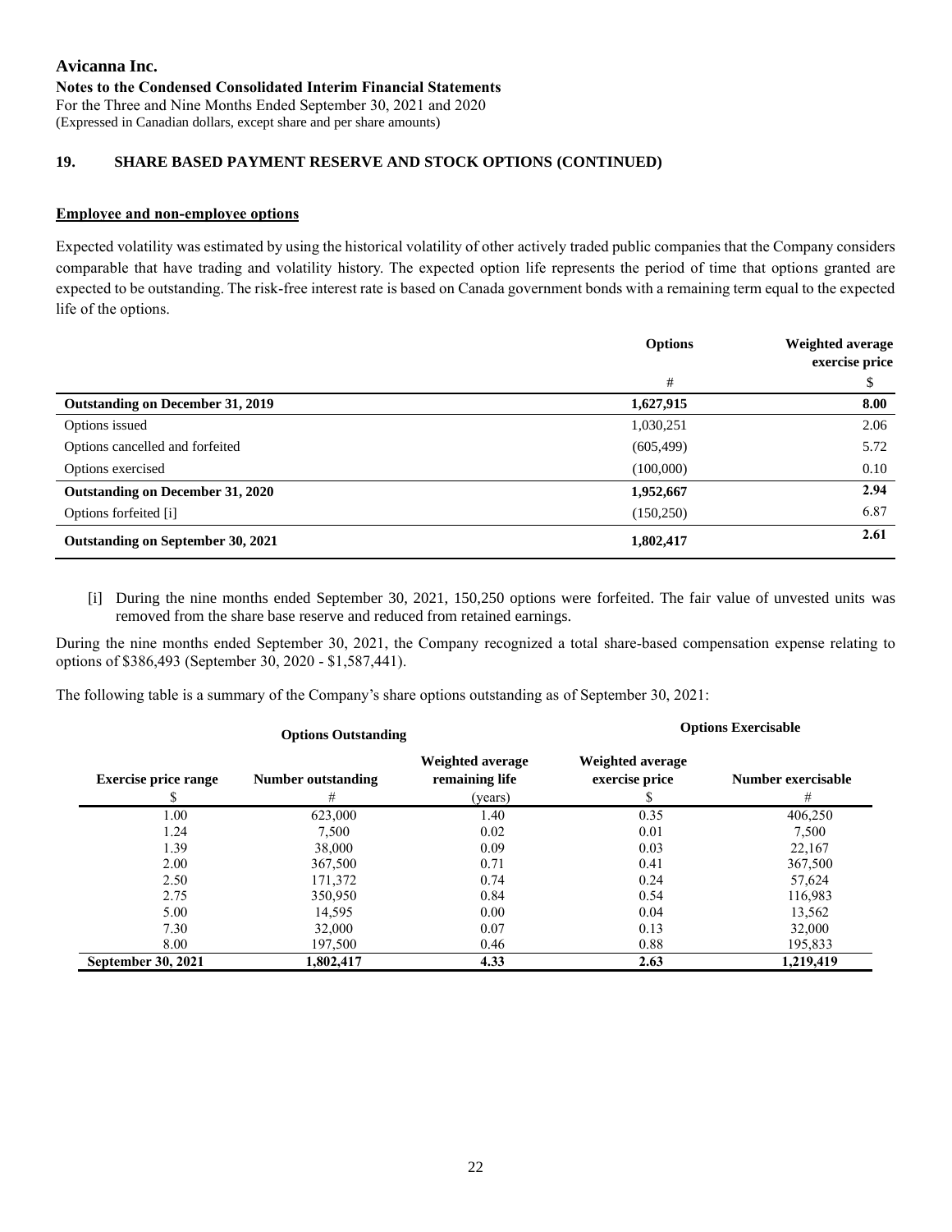# Avicanna Inc.

**Notes to the Condensed Consolidated Interim Financial Statements**

For the Three and Nine Months Ended September 30, 2021 and 2020

(Expressed in Canadian dollars, except share and per share amounts)

## 19. SHARE BASED PAYMENT RESERVE AND STOCK OPTIONS (CONTINUED)

### Employee and non-employee options

Expected volatility was estimated by using the historical volatility of other actively traded public companies that the Company considers comparable that have trading and volatility history. The expected option life represents the period of time that options granted are expected to be outstanding. The risk-free interest rate is based on Canada government bonds with a remaining term equal to the expected life of the options.

| | Options | Weighted average exercise price |
|---|---|---|
| | # | $ |
| **Outstanding on December 31, 2019** | **1,627,915** | **8.00** |
| Options issued | 1,030,251 | 2.06 |
| Options cancelled and forfeited | (605,499) | 5.72 |
| Options exercised | (100,000) | 0.10 |
| **Outstanding on December 31, 2020** | **1,952,667** | **2.94** |
| Options forfeited [i] | (150,250) | 6.87 |
| **Outstanding on September 30, 2021** | **1,802,417** | **2.61** |

[i] During the nine months ended September 30, 2021, 150,250 options were forfeited. The fair value of unvested units was removed from the share base reserve and reduced from retained earnings.

During the nine months ended September 30, 2021, the Company recognized a total share-based compensation expense relating to options of $386,493 (September 30, 2020 - $1,587,441).

The following table is a summary of the Company's share options outstanding as of September 30, 2021:

| Options Outstanding | | | Options Exercisable | |
|---|---|---|---|---|
| Exercise price range | Number outstanding | Weighted average remaining life | Weighted average exercise price | Number exercisable |
| $ | # | (years) | $ | # |
| 1.00 | 623,000 | 1.40 | 0.35 | 406,250 |
| 1.24 | 7,500 | 0.02 | 0.01 | 7,500 |
| 1.39 | 38,000 | 0.09 | 0.03 | 22,167 |
| 2.00 | 367,500 | 0.71 | 0.41 | 367,500 |
| 2.50 | 171,372 | 0.74 | 0.24 | 57,624 |
| 2.75 | 350,950 | 0.84 | 0.54 | 116,983 |
| 5.00 | 14,595 | 0.00 | 0.04 | 13,562 |
| 7.30 | 32,000 | 0.07 | 0.13 | 32,000 |
| 8.00 | 197,500 | 0.46 | 0.88 | 195,833 |
| **September 30, 2021** | **1,802,417** | **4.33** | **2.63** | **1,219,419** |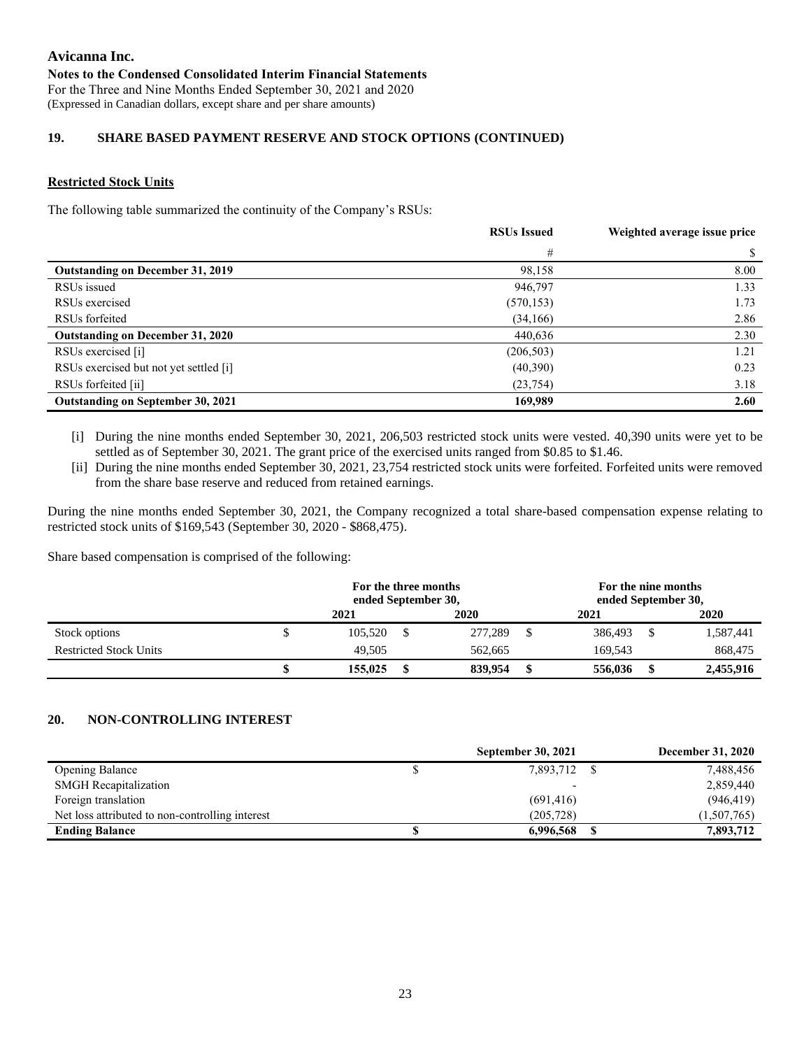**Avicanna Inc.**

**Notes to the Condensed Consolidated Interim Financial Statements**

For the Three and Nine Months Ended September 30, 2021 and 2020

(Expressed in Canadian dollars, except share and per share amounts)

## 19. SHARE BASED PAYMENT RESERVE AND STOCK OPTIONS (CONTINUED)

### Restricted Stock Units

The following table summarized the continuity of the Company's RSUs:

| | RSUs Issued | Weighted average issue price |
|---|---|---|
| | # | $ |
| **Outstanding on December 31, 2019** | 98,158 | 8.00 |
| RSUs issued | 946,797 | 1.33 |
| RSUs exercised | (570,153) | 1.73 |
| RSUs forfeited | (34,166) | 2.86 |
| **Outstanding on December 31, 2020** | 440,636 | 2.30 |
| RSUs exercised [i] | (206,503) | 1.21 |
| RSUs exercised but not yet settled [i] | (40,390) | 0.23 |
| RSUs forfeited [ii] | (23,754) | 3.18 |
| **Outstanding on September 30, 2021** | **169,989** | **2.60** |

[i] During the nine months ended September 30, 2021, 206,503 restricted stock units were vested. 40,390 units were yet to be settled as of September 30, 2021. The grant price of the exercised units ranged from $0.85 to $1.46.

[ii] During the nine months ended September 30, 2021, 23,754 restricted stock units were forfeited. Forfeited units were removed from the share base reserve and reduced from retained earnings.

During the nine months ended September 30, 2021, the Company recognized a total share-based compensation expense relating to restricted stock units of $169,543 (September 30, 2020 - $868,475).

Share based compensation is comprised of the following:

| | For the three months ended September 30, | | For the nine months ended September 30, | |
|---|---|---|---|---|
| | 2021 | 2020 | 2021 | 2020 |
| Stock options | $ 105,520 | $ 277,289 | $ 386,493 | $ 1,587,441 |
| Restricted Stock Units | 49,505 | 562,665 | 169,543 | 868,475 |
| | **$ 155,025** | **$ 839,954** | **$ 556,036** | **$ 2,455,916** |

## 20. NON-CONTROLLING INTEREST

| | September 30, 2021 | December 31, 2020 |
|---|---|---|
| Opening Balance | $ 7,893,712 | $ 7,488,456 |
| SMGH Recapitalization | - | 2,859,440 |
| Foreign translation | (691,416) | (946,419) |
| Net loss attributed to non-controlling interest | (205,728) | (1,507,765) |
| **Ending Balance** | **$ 6,996,568** | **$ 7,893,712** |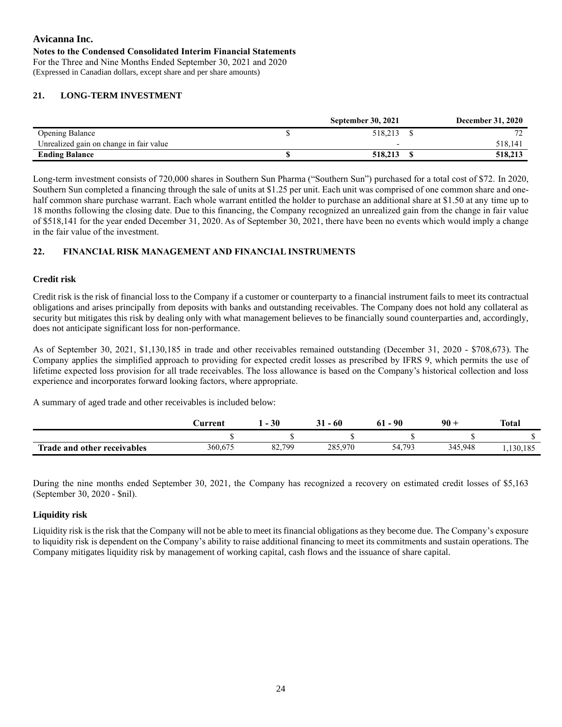# Avicanna Inc.

**Notes to the Condensed Consolidated Interim Financial Statements**

For the Three and Nine Months Ended September 30, 2021 and 2020

(Expressed in Canadian dollars, except share and per share amounts)

## 21. LONG-TERM INVESTMENT

| | | September 30, 2021 | | December 31, 2020 |
|---|---|---|---|---|
| Opening Balance | $ | 518,213 | $ | 72 |
| Unrealized gain on change in fair value | | - | | 518,141 |
| **Ending Balance** | **$** | **518,213** | **$** | **518,213** |

Long-term investment consists of 720,000 shares in Southern Sun Pharma ("Southern Sun") purchased for a total cost of $72. In 2020, Southern Sun completed a financing through the sale of units at $1.25 per unit. Each unit was comprised of one common share and one-half common share purchase warrant. Each whole warrant entitled the holder to purchase an additional share at $1.50 at any time up to 18 months following the closing date. Due to this financing, the Company recognized an unrealized gain from the change in fair value of $518,141 for the year ended December 31, 2020. As of September 30, 2021, there have been no events which would imply a change in the fair value of the investment.

## 22. FINANCIAL RISK MANAGEMENT AND FINANCIAL INSTRUMENTS

### Credit risk

Credit risk is the risk of financial loss to the Company if a customer or counterparty to a financial instrument fails to meet its contractual obligations and arises principally from deposits with banks and outstanding receivables. The Company does not hold any collateral as security but mitigates this risk by dealing only with what management believes to be financially sound counterparties and, accordingly, does not anticipate significant loss for non-performance.

As of September 30, 2021, $1,130,185 in trade and other receivables remained outstanding (December 31, 2020 - $708,673). The Company applies the simplified approach to providing for expected credit losses as prescribed by IFRS 9, which permits the use of lifetime expected loss provision for all trade receivables. The loss allowance is based on the Company's historical collection and loss experience and incorporates forward looking factors, where appropriate.

A summary of aged trade and other receivables is included below:

| | Current | 1 - 30 | 31 - 60 | 61 - 90 | 90 + | Total |
|---|---|---|---|---|---|---|
| | $ | $ | $ | $ | $ | $ |
| **Trade and other receivables** | 360,675 | 82,799 | 285,970 | 54,793 | 345,948 | 1,130,185 |

During the nine months ended September 30, 2021, the Company has recognized a recovery on estimated credit losses of $5,163 (September 30, 2020 - $nil).

### Liquidity risk

Liquidity risk is the risk that the Company will not be able to meet its financial obligations as they become due. The Company's exposure to liquidity risk is dependent on the Company's ability to raise additional financing to meet its commitments and sustain operations. The Company mitigates liquidity risk by management of working capital, cash flows and the issuance of share capital.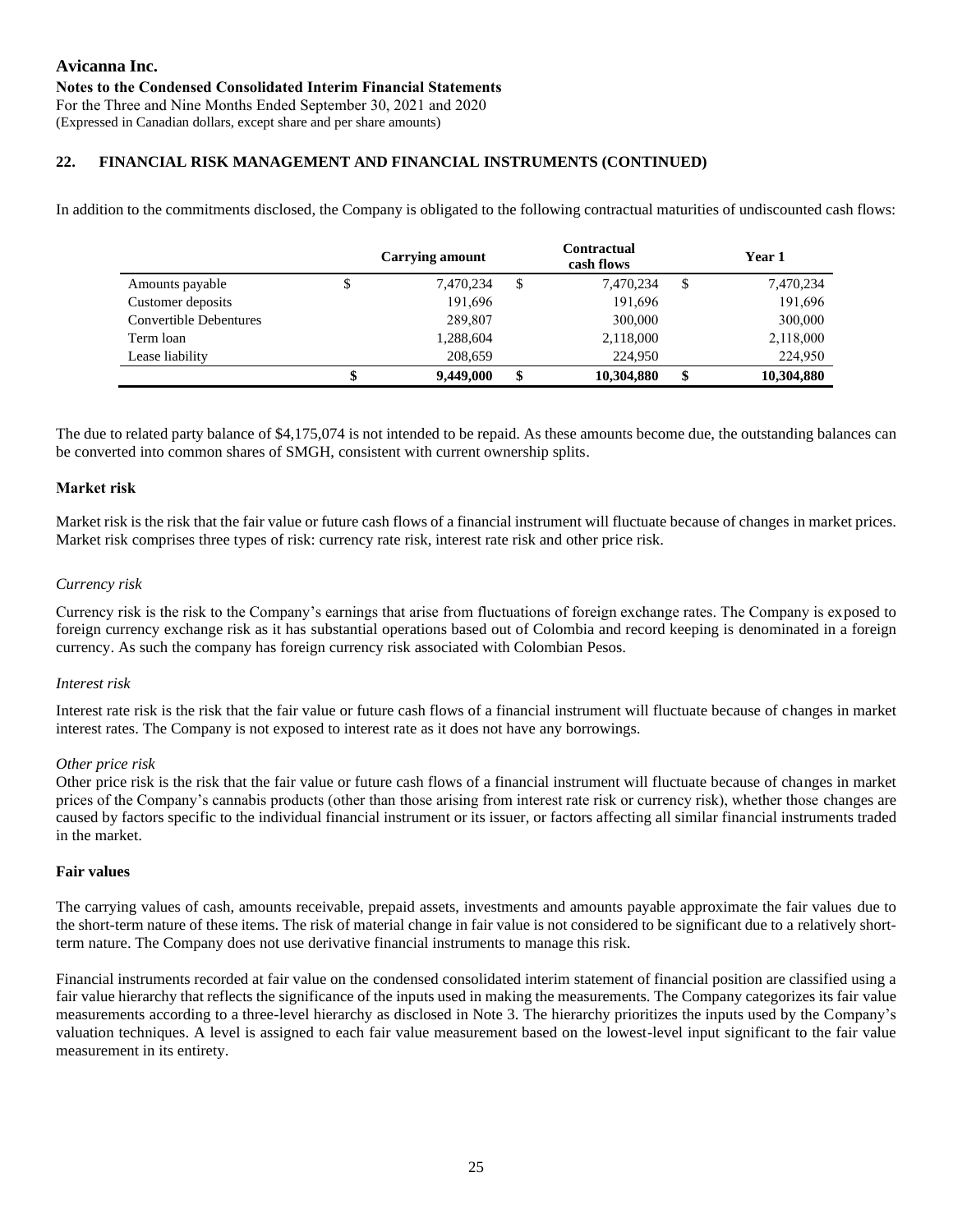**Avicanna Inc.**

**Notes to the Condensed Consolidated Interim Financial Statements**

For the Three and Nine Months Ended September 30, 2021 and 2020

(Expressed in Canadian dollars, except share and per share amounts)

## 22. FINANCIAL RISK MANAGEMENT AND FINANCIAL INSTRUMENTS (CONTINUED)

In addition to the commitments disclosed, the Company is obligated to the following contractual maturities of undiscounted cash flows:

| | Carrying amount | Contractual cash flows | Year 1 |
|---|---|---|---|
| Amounts payable | $ 7,470,234 | $ 7,470,234 | $ 7,470,234 |
| Customer deposits | 191,696 | 191,696 | 191,696 |
| Convertible Debentures | 289,807 | 300,000 | 300,000 |
| Term loan | 1,288,604 | 2,118,000 | 2,118,000 |
| Lease liability | 208,659 | 224,950 | 224,950 |
| | **$ 9,449,000** | **$ 10,304,880** | **$ 10,304,880** |

The due to related party balance of $4,175,074 is not intended to be repaid. As these amounts become due, the outstanding balances can be converted into common shares of SMGH, consistent with current ownership splits.

### Market risk

Market risk is the risk that the fair value or future cash flows of a financial instrument will fluctuate because of changes in market prices. Market risk comprises three types of risk: currency rate risk, interest rate risk and other price risk.

*Currency risk*

Currency risk is the risk to the Company's earnings that arise from fluctuations of foreign exchange rates. The Company is exposed to foreign currency exchange risk as it has substantial operations based out of Colombia and record keeping is denominated in a foreign currency. As such the company has foreign currency risk associated with Colombian Pesos.

*Interest risk*

Interest rate risk is the risk that the fair value or future cash flows of a financial instrument will fluctuate because of changes in market interest rates. The Company is not exposed to interest rate as it does not have any borrowings.

*Other price risk*

Other price risk is the risk that the fair value or future cash flows of a financial instrument will fluctuate because of changes in market prices of the Company's cannabis products (other than those arising from interest rate risk or currency risk), whether those changes are caused by factors specific to the individual financial instrument or its issuer, or factors affecting all similar financial instruments traded in the market.

### Fair values

The carrying values of cash, amounts receivable, prepaid assets, investments and amounts payable approximate the fair values due to the short-term nature of these items. The risk of material change in fair value is not considered to be significant due to a relatively short-term nature. The Company does not use derivative financial instruments to manage this risk.

Financial instruments recorded at fair value on the condensed consolidated interim statement of financial position are classified using a fair value hierarchy that reflects the significance of the inputs used in making the measurements. The Company categorizes its fair value measurements according to a three-level hierarchy as disclosed in Note 3. The hierarchy prioritizes the inputs used by the Company's valuation techniques. A level is assigned to each fair value measurement based on the lowest-level input significant to the fair value measurement in its entirety.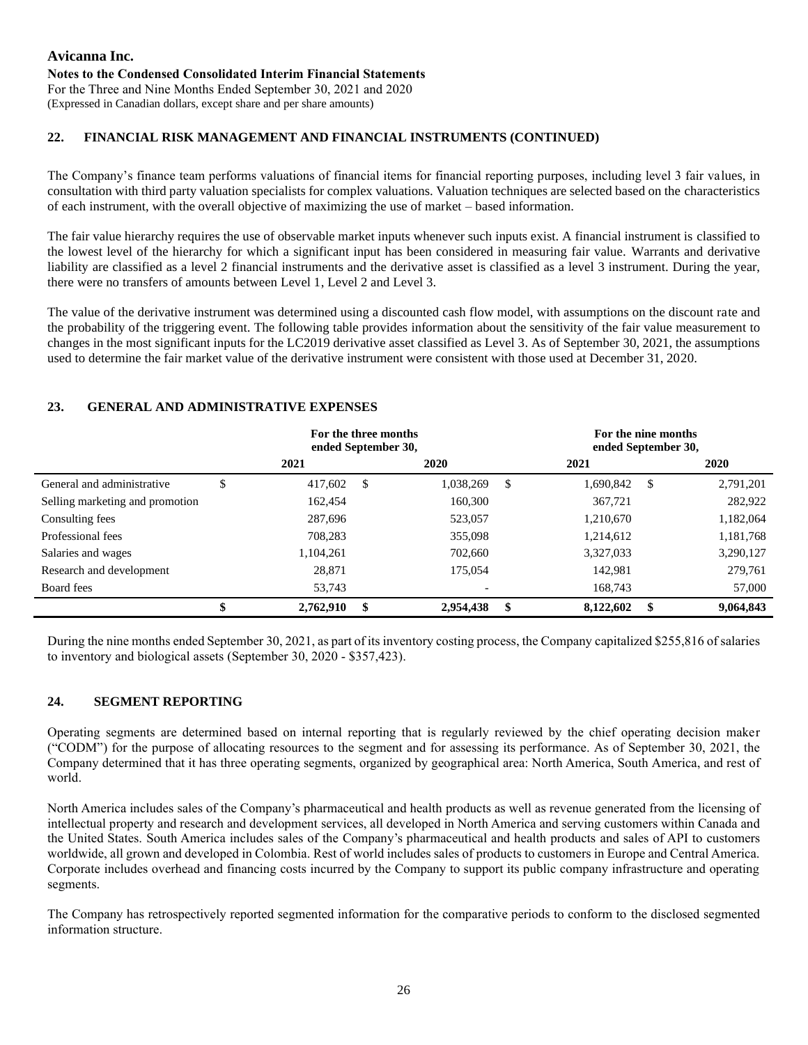**Avicanna Inc.**

**Notes to the Condensed Consolidated Interim Financial Statements**

For the Three and Nine Months Ended September 30, 2021 and 2020

(Expressed in Canadian dollars, except share and per share amounts)

## 22. FINANCIAL RISK MANAGEMENT AND FINANCIAL INSTRUMENTS (CONTINUED)

The Company's finance team performs valuations of financial items for financial reporting purposes, including level 3 fair values, in consultation with third party valuation specialists for complex valuations. Valuation techniques are selected based on the characteristics of each instrument, with the overall objective of maximizing the use of market – based information.

The fair value hierarchy requires the use of observable market inputs whenever such inputs exist. A financial instrument is classified to the lowest level of the hierarchy for which a significant input has been considered in measuring fair value. Warrants and derivative liability are classified as a level 2 financial instruments and the derivative asset is classified as a level 3 instrument. During the year, there were no transfers of amounts between Level 1, Level 2 and Level 3.

The value of the derivative instrument was determined using a discounted cash flow model, with assumptions on the discount rate and the probability of the triggering event. The following table provides information about the sensitivity of the fair value measurement to changes in the most significant inputs for the LC2019 derivative asset classified as Level 3. As of September 30, 2021, the assumptions used to determine the fair market value of the derivative instrument were consistent with those used at December 31, 2020.

## 23. GENERAL AND ADMINISTRATIVE EXPENSES

| | For the three months ended September 30, | | For the nine months ended September 30, | |
|---|---|---|---|---|
| | 2021 | 2020 | 2021 | 2020 |
| General and administrative | $ 417,602 | $ 1,038,269 | $ 1,690,842 | $ 2,791,201 |
| Selling marketing and promotion | 162,454 | 160,300 | 367,721 | 282,922 |
| Consulting fees | 287,696 | 523,057 | 1,210,670 | 1,182,064 |
| Professional fees | 708,283 | 355,098 | 1,214,612 | 1,181,768 |
| Salaries and wages | 1,104,261 | 702,660 | 3,327,033 | 3,290,127 |
| Research and development | 28,871 | 175,054 | 142,981 | 279,761 |
| Board fees | 53,743 | - | 168,743 | 57,000 |
| | **$ 2,762,910** | **$ 2,954,438** | **$ 8,122,602** | **$ 9,064,843** |

During the nine months ended September 30, 2021, as part of its inventory costing process, the Company capitalized $255,816 of salaries to inventory and biological assets (September 30, 2020 - $357,423).

## 24. SEGMENT REPORTING

Operating segments are determined based on internal reporting that is regularly reviewed by the chief operating decision maker ("CODM") for the purpose of allocating resources to the segment and for assessing its performance. As of September 30, 2021, the Company determined that it has three operating segments, organized by geographical area: North America, South America, and rest of world.

North America includes sales of the Company's pharmaceutical and health products as well as revenue generated from the licensing of intellectual property and research and development services, all developed in North America and serving customers within Canada and the United States. South America includes sales of the Company's pharmaceutical and health products and sales of API to customers worldwide, all grown and developed in Colombia. Rest of world includes sales of products to customers in Europe and Central America. Corporate includes overhead and financing costs incurred by the Company to support its public company infrastructure and operating segments.

The Company has retrospectively reported segmented information for the comparative periods to conform to the disclosed segmented information structure.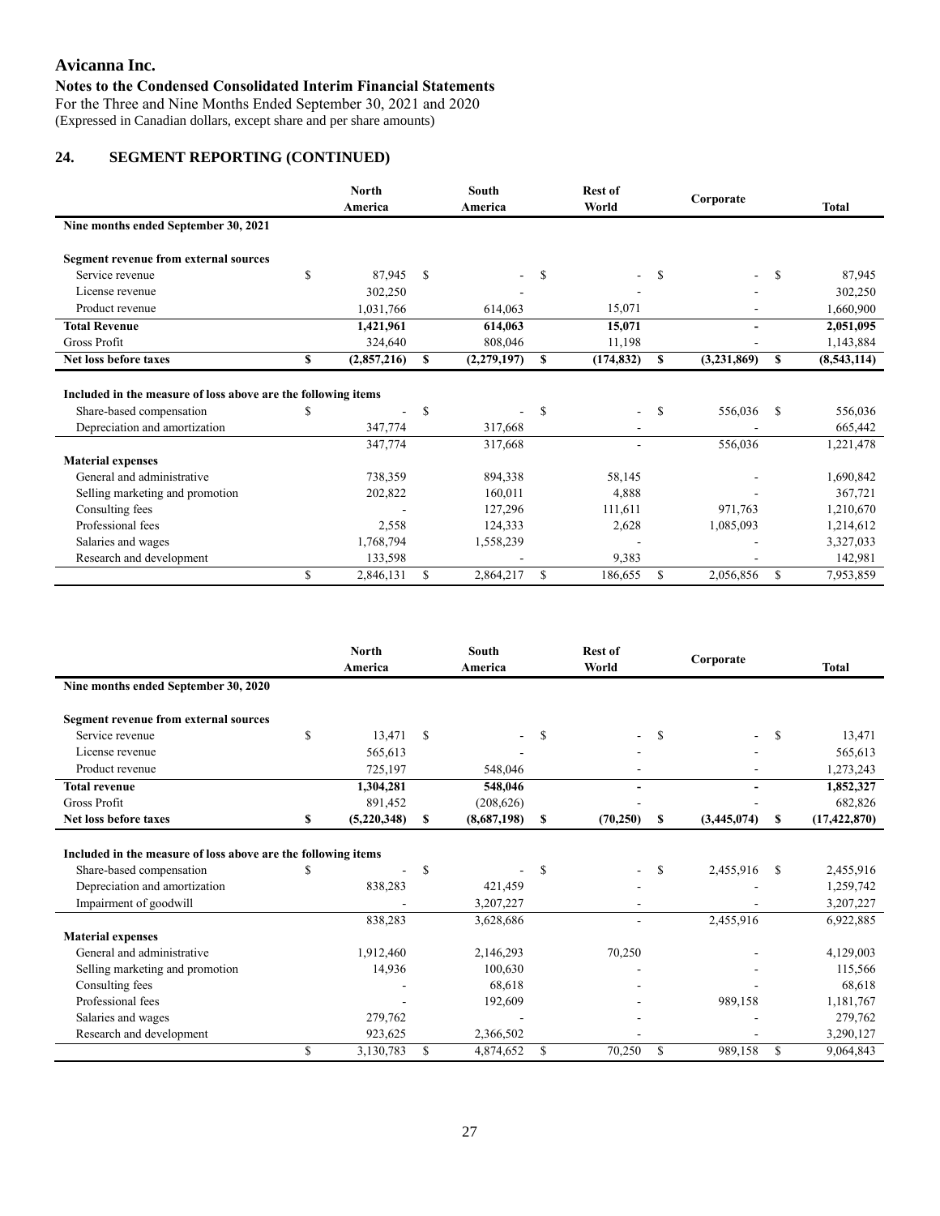**Avicanna Inc.**
**Notes to the Condensed Consolidated Interim Financial Statements**
For the Three and Nine Months Ended September 30, 2021 and 2020
(Expressed in Canadian dollars, except share and per share amounts)

## 24. SEGMENT REPORTING (CONTINUED)

| | North America | South America | Rest of World | Corporate | Total |
|---|---|---|---|---|---|
| **Nine months ended September 30, 2021** | | | | | |
| **Segment revenue from external sources** | | | | | |
| Service revenue | $ 87,945 | $ - | $ - | $ - | $ 87,945 |
| License revenue | 302,250 | - | - | - | 302,250 |
| Product revenue | 1,031,766 | 614,063 | 15,071 | - | 1,660,900 |
| **Total Revenue** | **1,421,961** | **614,063** | **15,071** | **-** | **2,051,095** |
| Gross Profit | 324,640 | 808,046 | 11,198 | - | 1,143,884 |
| **Net loss before taxes** | **$ (2,857,216)** | **$ (2,279,197)** | **$ (174,832)** | **$ (3,231,869)** | **$ (8,543,114)** |
| **Included in the measure of loss above are the following items** | | | | | |
| Share-based compensation | $ - | $ - | $ - | $ 556,036 | $ 556,036 |
| Depreciation and amortization | 347,774 | 317,668 | - | - | 665,442 |
| | 347,774 | 317,668 | - | 556,036 | 1,221,478 |
| **Material expenses** | | | | | |
| General and administrative | 738,359 | 894,338 | 58,145 | - | 1,690,842 |
| Selling marketing and promotion | 202,822 | 160,011 | 4,888 | - | 367,721 |
| Consulting fees | - | 127,296 | 111,611 | 971,763 | 1,210,670 |
| Professional fees | 2,558 | 124,333 | 2,628 | 1,085,093 | 1,214,612 |
| Salaries and wages | 1,768,794 | 1,558,239 | - | - | 3,327,033 |
| Research and development | 133,598 | - | 9,383 | - | 142,981 |
| | $ 2,846,131 | $ 2,864,217 | $ 186,655 | $ 2,056,856 | $ 7,953,859 |

| | North America | South America | Rest of World | Corporate | Total |
|---|---|---|---|---|---|
| **Nine months ended September 30, 2020** | | | | | |
| **Segment revenue from external sources** | | | | | |
| Service revenue | $ 13,471 | $ - | $ - | $ - | $ 13,471 |
| License revenue | 565,613 | - | - | - | 565,613 |
| Product revenue | 725,197 | 548,046 | - | - | 1,273,243 |
| **Total revenue** | **1,304,281** | **548,046** | **-** | **-** | **1,852,327** |
| Gross Profit | 891,452 | (208,626) | - | - | 682,826 |
| **Net loss before taxes** | **$ (5,220,348)** | **$ (8,687,198)** | **$ (70,250)** | **$ (3,445,074)** | **$ (17,422,870)** |
| **Included in the measure of loss above are the following items** | | | | | |
| Share-based compensation | $ - | $ - | $ - | $ 2,455,916 | $ 2,455,916 |
| Depreciation and amortization | 838,283 | 421,459 | - | - | 1,259,742 |
| Impairment of goodwill | - | 3,207,227 | - | - | 3,207,227 |
| | 838,283 | 3,628,686 | - | 2,455,916 | 6,922,885 |
| **Material expenses** | | | | | |
| General and administrative | 1,912,460 | 2,146,293 | 70,250 | - | 4,129,003 |
| Selling marketing and promotion | 14,936 | 100,630 | - | - | 115,566 |
| Consulting fees | - | 68,618 | - | - | 68,618 |
| Professional fees | - | 192,609 | - | 989,158 | 1,181,767 |
| Salaries and wages | 279,762 | - | - | - | 279,762 |
| Research and development | 923,625 | 2,366,502 | - | - | 3,290,127 |
| | $ 3,130,783 | $ 4,874,652 | $ 70,250 | $ 989,158 | $ 9,064,843 |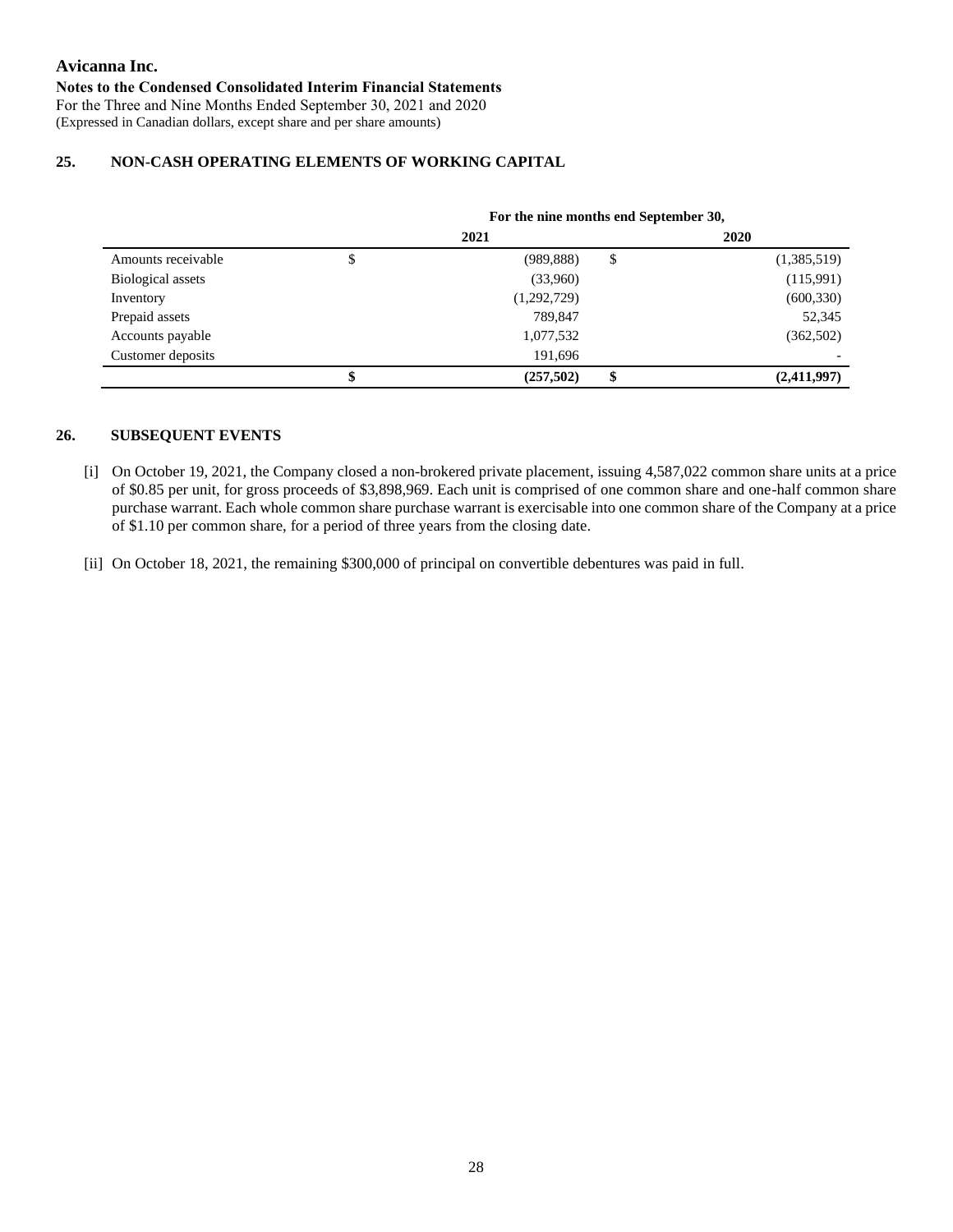**Avicanna Inc.**

**Notes to the Condensed Consolidated Interim Financial Statements**

For the Three and Nine Months Ended September 30, 2021 and 2020

(Expressed in Canadian dollars, except share and per share amounts)

## 25. NON-CASH OPERATING ELEMENTS OF WORKING CAPITAL

| | For the nine months end September 30, | |
|---|---|---|
| | 2021 | 2020 |
| Amounts receivable | $ (989,888) | $ (1,385,519) |
| Biological assets | (33,960) | (115,991) |
| Inventory | (1,292,729) | (600,330) |
| Prepaid assets | 789,847 | 52,345 |
| Accounts payable | 1,077,532 | (362,502) |
| Customer deposits | 191,696 | - |
| | **$ (257,502)** | **$ (2,411,997)** |

## 26. SUBSEQUENT EVENTS

[i] On October 19, 2021, the Company closed a non-brokered private placement, issuing 4,587,022 common share units at a price of $0.85 per unit, for gross proceeds of $3,898,969. Each unit is comprised of one common share and one-half common share purchase warrant. Each whole common share purchase warrant is exercisable into one common share of the Company at a price of $1.10 per common share, for a period of three years from the closing date.

[ii] On October 18, 2021, the remaining $300,000 of principal on convertible debentures was paid in full.